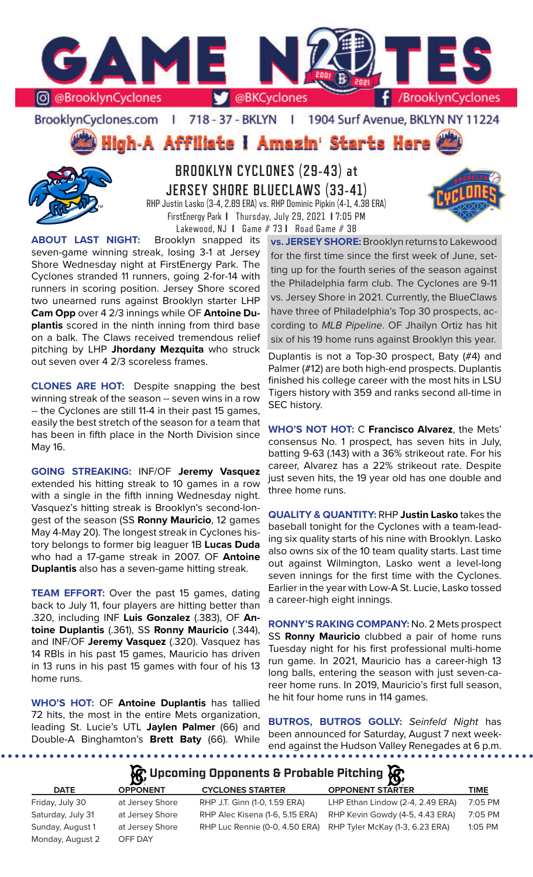# GAME NOTES

@BrooklynCyclones | @BKCyclones | /BrooklynCyclones

BrooklynCyclones.com | 718-37-BKLYN | 1904 Surf Avenue, BKLYN NY 11224

**High-A Affiliate I Amazin' Starts Here**

## BROOKLYN CYCLONES (29-43) at JERSEY SHORE BLUECLAWS (33-41)

RHP Justin Lasko (3-4, 2.89 ERA) vs. RHP Dominic Pipkin (4-1, 4.38 ERA)
FirstEnergy Park I Thursday, July 29, 2021 I 7:05 PM
Lakewood, NJ I Game # 73 I Road Game # 38

**ABOUT LAST NIGHT:** Brooklyn snapped its seven-game winning streak, losing 3-1 at Jersey Shore Wednesday night at FirstEnergy Park. The Cyclones stranded 11 runners, going 2-for-14 with runners in scoring position. Jersey Shore scored two unearned runs against Brooklyn starter LHP **Cam Opp** over 4 2/3 innings while OF **Antoine Duplantis** scored in the ninth inning from third base on a balk. The Claws received tremendous relief pitching by LHP **Jhordany Mezquita** who struck out seven over 4 2/3 scoreless frames.

**CLONES ARE HOT:** Despite snapping the best winning streak of the season -- seven wins in a row -- the Cyclones are still 11-4 in their past 15 games, easily the best stretch of the season for a team that has been in fifth place in the North Division since May 16.

**GOING STREAKING:** INF/OF **Jeremy Vasquez** extended his hitting streak to 10 games in a row with a single in the fifth inning Wednesday night. Vasquez's hitting streak is Brooklyn's second-longest of the season (SS **Ronny Mauricio**, 12 games May 4-May 20). The longest streak in Cyclones history belongs to former big leaguer 1B **Lucas Duda** who had a 17-game streak in 2007. OF **Antoine Duplantis** also has a seven-game hitting streak.

**TEAM EFFORT:** Over the past 15 games, dating back to July 11, four players are hitting better than .320, including INF **Luis Gonzalez** (.383), OF **Antoine Duplantis** (.361), SS **Ronny Mauricio** (.344), and INF/OF **Jeremy Vasquez** (.320). Vasquez has 14 RBIs in his past 15 games, Mauricio has driven in 13 runs in his past 15 games with four of his 13 home runs.

**WHO'S HOT:** OF **Antoine Duplantis** has tallied 72 hits, the most in the entire Mets organization, leading St. Lucie's UTL **Jaylen Palmer** (66) and Double-A Binghamton's **Brett Baty** (66). While Duplantis is not a Top-30 prospect, Baty (#4) and Palmer (#12) are both high-end prospects. Duplantis finished his college career with the most hits in LSU Tigers history with 359 and ranks second all-time in SEC history.

**vs. JERSEY SHORE:** Brooklyn returns to Lakewood for the first time since the first week of June, setting up for the fourth series of the season against the Philadelphia farm club. The Cyclones are 9-11 vs. Jersey Shore in 2021. Currently, the BlueClaws have three of Philadelphia's Top 30 prospects, according to *MLB Pipeline*. OF Jhailyn Ortiz has hit six of his 19 home runs against Brooklyn this year.

**WHO'S NOT HOT:** C **Francisco Alvarez**, the Mets' consensus No. 1 prospect, has seven hits in July, batting 9-63 (.143) with a 36% strikeout rate. For his career, Alvarez has a 22% strikeout rate. Despite just seven hits, the 19 year old has one double and three home runs.

**QUALITY & QUANTITY:** RHP **Justin Lasko** takes the baseball tonight for the Cyclones with a team-leading six quality starts of his nine with Brooklyn. Lasko also owns six of the 10 team quality starts. Last time out against Wilmington, Lasko went a level-long seven innings for the first time with the Cyclones. Earlier in the year with Low-A St. Lucie, Lasko tossed a career-high eight innings.

**RONNY'S RAKING COMPANY:** No. 2 Mets prospect SS **Ronny Mauricio** clubbed a pair of home runs Tuesday night for his first professional multi-home run game. In 2021, Mauricio has a career-high 13 long balls, entering the season with just seven-career home runs. In 2019, Mauricio's first full season, he hit four home runs in 114 games.

**BUTROS, BUTROS GOLLY:** *Seinfeld Night* has been announced for Saturday, August 7 next weekend against the Hudson Valley Renegades at 6 p.m.

## Upcoming Opponents & Probable Pitching

| DATE | OPPONENT | CYCLONES STARTER | OPPONENT STARTER | TIME |
|---|---|---|---|---|
| Friday, July 30 | at Jersey Shore | RHP J.T. Ginn (1-0, 1.59 ERA) | LHP Ethan Lindow (2-4, 2.49 ERA) | 7:05 PM |
| Saturday, July 31 | at Jersey Shore | RHP Alec Kisena (1-6, 5.15 ERA) | RHP Kevin Gowdy (4-5, 4.43 ERA) | 7:05 PM |
| Sunday, August 1 | at Jersey Shore | RHP Luc Rennie (0-0, 4.50 ERA) | RHP Tyler McKay (1-3, 6.23 ERA) | 1:05 PM |
| Monday, August 2 | OFF DAY | | | |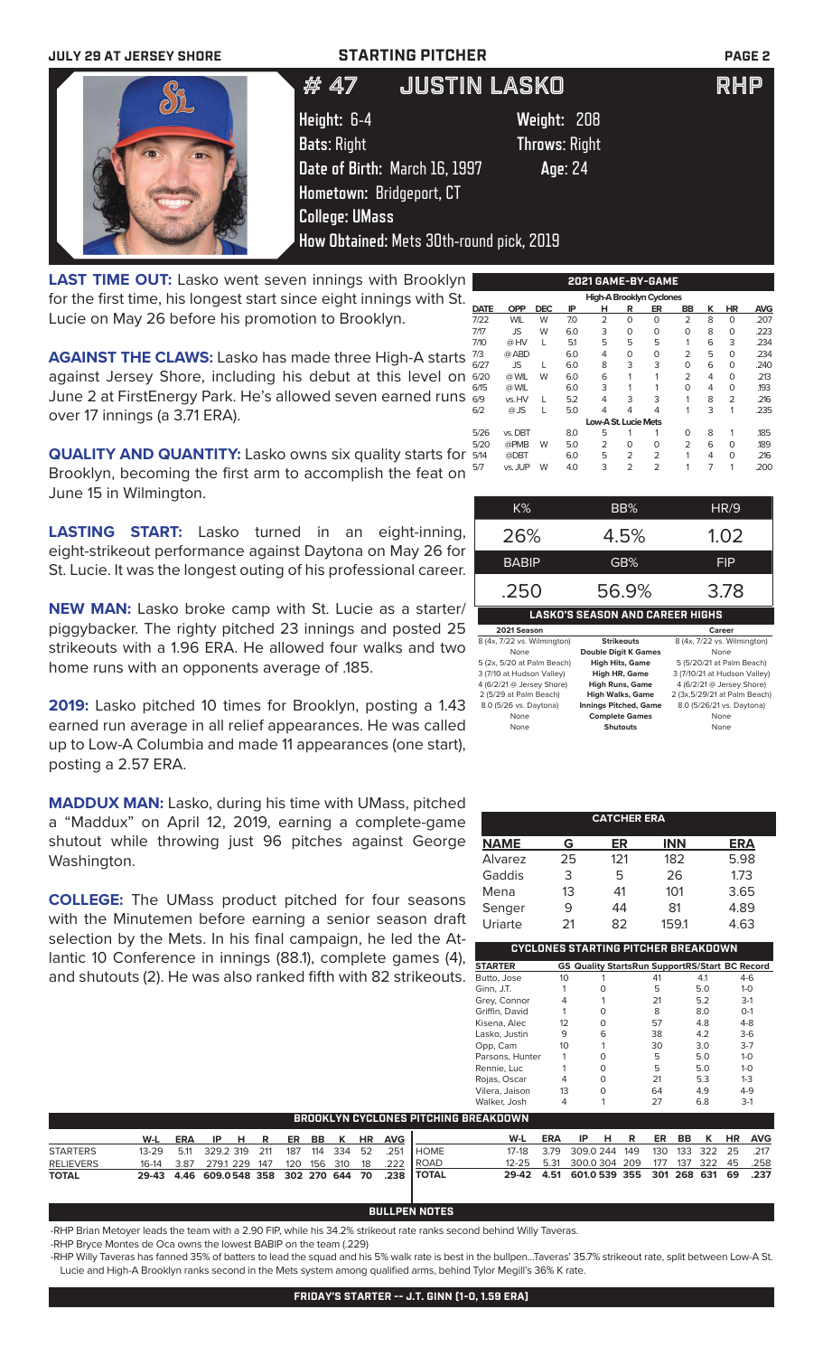JULY 29 AT JERSEY SHORE — STARTING PITCHER

# # 47 JUSTIN LASKO — RHP

**Height:** 6-4 **Weight:** 208
**Bats:** Right **Throws:** Right
**Date of Birth:** March 16, 1997 **Age:** 24
**Hometown:** Bridgeport, CT
**College:** UMass
**How Obtained:** Mets 30th-round pick, 2019

**LAST TIME OUT:** Lasko went seven innings with Brooklyn for the first time, his longest start since eight innings with St. Lucie on May 26 before his promotion to Brooklyn.

**AGAINST THE CLAWS:** Lasko has made three High-A starts against Jersey Shore, including his debut at this level on June 2 at FirstEnergy Park. He's allowed seven earned runs over 17 innings (a 3.71 ERA).

**QUALITY AND QUANTITY:** Lasko owns six quality starts for Brooklyn, becoming the first arm to accomplish the feat on June 15 in Wilmington.

**LASTING START:** Lasko turned in an eight-inning, eight-strikeout performance against Daytona on May 26 for St. Lucie. It was the longest outing of his professional career.

**NEW MAN:** Lasko broke camp with St. Lucie as a starter/piggybacker. The righty pitched 23 innings and posted 25 strikeouts with a 1.96 ERA. He allowed four walks and two home runs with an opponents average of .185.

**2019:** Lasko pitched 10 times for Brooklyn, posting a 1.43 earned run average in all relief appearances. He was called up to Low-A Columbia and made 11 appearances (one start), posting a 2.57 ERA.

**MADDUX MAN:** Lasko, during his time with UMass, pitched a "Maddux" on April 12, 2019, earning a complete-game shutout while throwing just 96 pitches against George Washington.

**COLLEGE:** The UMass product pitched for four seasons with the Minutemen before earning a senior season draft selection by the Mets. In his final campaign, he led the Atlantic 10 Conference in innings (88.1), complete games (4), and shutouts (2). He was also ranked fifth with 82 strikeouts.

## 2021 GAME-BY-GAME

| DATE | OPP | DEC | IP | H | R | ER | BB | K | HR | AVG |
|---|---|---|---|---|---|---|---|---|---|---|
| **High-A Brooklyn Cyclones** | | | | | | | | | | |
| 7/22 | WIL | W | 7.0 | 2 | 0 | 0 | 2 | 8 | 0 | .207 |
| 7/17 | JS | W | 6.0 | 3 | 0 | 0 | 0 | 8 | 0 | .223 |
| 7/10 | @HV | L | 5.1 | 5 | 5 | 5 | 1 | 6 | 3 | .234 |
| 7/3 | @ABD | | 6.0 | 4 | 0 | 0 | 2 | 5 | 0 | .234 |
| 6/27 | JS | L | 6.0 | 8 | 3 | 3 | 0 | 6 | 0 | .240 |
| 6/20 | @WIL | W | 6.0 | 6 | 1 | 1 | 2 | 4 | 0 | .213 |
| 6/15 | @WIL | | 6.0 | 3 | 1 | 1 | 0 | 4 | 0 | .193 |
| 6/9 | vs.HV | L | 5.2 | 4 | 3 | 3 | 1 | 8 | 2 | .216 |
| 6/2 | @JS | L | 5.0 | 4 | 4 | 4 | 1 | 3 | 1 | .235 |
| **Low-A St. Lucie Mets** | | | | | | | | | | |
| 5/26 | vs. DBT | | 8.0 | 5 | 1 | 1 | 0 | 8 | 1 | .185 |
| 5/20 | @PMB | W | 5.0 | 2 | 0 | 0 | 2 | 6 | 0 | .189 |
| 5/14 | @DBT | | 6.0 | 5 | 2 | 2 | 1 | 4 | 0 | .216 |
| 5/7 | vs. JUP | W | 4.0 | 3 | 2 | 2 | 1 | 7 | 1 | .200 |

| K% | BB% | HR/9 |
|---|---|---|
| 26% | 4.5% | 1.02 |
| **BABIP** | **GB%** | **FIP** |
| .250 | 56.9% | 3.78 |

## LASKO'S SEASON AND CAREER HIGHS

| 2021 Season | | Career |
|---|---|---|
| 8 (4x, 7/22 vs. Wilmington) | Strikeouts | 8 (4x, 7/22 vs. Wilmington) |
| None | Double Digit K Games | None |
| 5 (2x, 5/20 at Palm Beach) | High Hits, Game | 5 (5/20/21 at Palm Beach) |
| 3 (7/10 at Hudson Valley) | High HR, Game | 3 (7/10/21 at Hudson Valley) |
| 4 (6/2/21 @ Jersey Shore) | High Runs, Game | 4 (6/2/21 @ Jersey Shore) |
| 2 (5/29 at Palm Beach) | High Walks, Game | 2 (3x,5/29/21 at Palm Beach) |
| 8.0 (5/26 vs. Daytona) | Innings Pitched, Game | 8.0 (5/26/21 vs. Daytona) |
| None | Complete Games | None |
| None | Shutouts | None |

## CATCHER ERA

| NAME | G | ER | INN | ERA |
|---|---|---|---|---|
| Alvarez | 25 | 121 | 182 | 5.98 |
| Gaddis | 3 | 5 | 26 | 1.73 |
| Mena | 13 | 41 | 101 | 3.65 |
| Senger | 9 | 44 | 81 | 4.89 |
| Uriarte | 21 | 82 | 159.1 | 4.63 |

## CYCLONES STARTING PITCHER BREAKDOWN

| STARTER | GS | Quality Starts | Run Support | RS/Start | BC Record |
|---|---|---|---|---|---|
| Butto, Jose | 10 | 1 | 41 | 4.1 | 4-6 |
| Ginn, J.T. | 1 | 0 | 5 | 5.0 | 1-0 |
| Grey, Connor | 4 | 1 | 21 | 5.2 | 3-1 |
| Griffin, David | 1 | 0 | 8 | 8.0 | 0-1 |
| Kisena, Alec | 12 | 0 | 57 | 4.8 | 4-8 |
| Lasko, Justin | 9 | 6 | 38 | 4.2 | 3-6 |
| Opp, Cam | 10 | 1 | 30 | 3.0 | 3-7 |
| Parsons, Hunter | 1 | 0 | 5 | 5.0 | 1-0 |
| Rennie, Luc | 1 | 0 | 5 | 5.0 | 1-0 |
| Rojas, Oscar | 4 | 0 | 21 | 5.3 | 1-3 |
| Vilera, Jaison | 13 | 0 | 64 | 4.9 | 4-9 |
| Walker, Josh | 4 | 1 | 27 | 6.8 | 3-1 |

## BROOKLYN CYCLONES PITCHING BREAKDOWN

| | W-L | ERA | IP | H | R | ER | BB | K | HR | AVG |
|---|---|---|---|---|---|---|---|---|---|---|
| STARTERS | 13-29 | 5.11 | 329.2 | 319 | 211 | 187 | 114 | 334 | 52 | .251 |
| RELIEVERS | 16-14 | 3.87 | 279.1 | 229 | 147 | 120 | 156 | 310 | 18 | .222 |
| TOTAL | 29-43 | 4.46 | 609.0 | 548 | 358 | 302 | 270 | 644 | 70 | .238 |

| | W-L | ERA | IP | H | R | ER | BB | K | HR | AVG |
|---|---|---|---|---|---|---|---|---|---|---|
| HOME | 17-18 | 3.79 | 309.0 | 244 | 149 | 130 | 133 | 322 | 25 | .217 |
| ROAD | 12-25 | 5.31 | 300.0 | 304 | 209 | 177 | 137 | 322 | 45 | .258 |
| TOTAL | 29-42 | 4.51 | 601.0 | 539 | 355 | 301 | 268 | 631 | 69 | .237 |

## BULLPEN NOTES

- RHP Brian Metoyer leads the team with a 2.90 FIP, while his 34.2% strikeout rate ranks second behind Willy Taveras.
- RHP Bryce Montes de Oca owns the lowest BABIP on the team (.229)
- RHP Willy Taveras has fanned 35% of batters to lead the squad and his 5% walk rate is best in the bullpen...Taveras' 35.7% strikeout rate, split between Low-A St. Lucie and High-A Brooklyn ranks second in the Mets system among qualified arms, behind Tylor Megill's 36% K rate.

**FRIDAY'S STARTER -- J.T. GINN (1-0, 1.59 ERA)**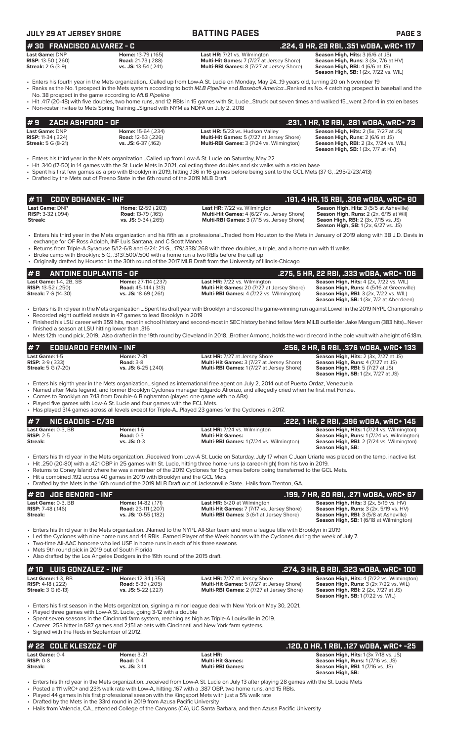## BATTING PAGES

JULY 29 AT JERSEY SHORE

### # 30 FRANCISCO ALVAREZ - C — .224, 9 HR, 29 RBI, .351 wOBA, wRC+ 117

| | | | |
|---|---|---|---|
| **Last Game:** DNP | **Home:** 13-79 (.165) | **Last HR:** 7/21 vs. Wilmington | **Season High, Hits:** 3 (6/6 at JS) |
| **RISP:** 13-50 (.260) | **Road:** 21-73 (.288) | **Multi-Hit Games:** 7 (7/27 at Jersey Shore) | **Season High, Runs:** 3 (3x, 7/6 at HV) |
| **Streak:** 2 G (3-9) | **vs. JS:** 13-54 (.241) | **Multi-RBI Games:** 8 (7/27 at Jersey Shore) | **Season High, RBI:** 4 (6/6 at JS) |
| | | | **Season High, SB:** 1 (2x, 7/22 vs. WIL) |

- Enters his fourth year in the Mets organization...Called up from Low-A St. Lucie on Monday, May 24...19 years old, turning 20 on November 19
- Ranks as the No. 1 prospect in the Mets system according to both *MLB Pipeline* and *Baseball America*...Ranked as No. 4 catching prospect in baseball and the No. 38 prospect in the game according to *MLB Pipeline*
- Hit .417 (20-48) with five doubles, two home runs, and 12 RBIs in 15 games with St. Lucie...Struck out seven times and walked 15...went 2-for-4 in stolen bases
- Non-roster invitee to Mets Spring Training...Signed with NYM as NDFA on July 2, 2018

### # 9 ZACH ASHFORD - OF — .231, 1 HR, 12 RBI, .281 wOBA, wRC+ 73

| | | | |
|---|---|---|---|
| **Last Game:** DNP | **Home:** 15-64 (.234) | **Last HR:** 5/23 vs. Hudson Valley | **Season High, Hits:** 2 (5x, 7/27 at JS) |
| **RISP:** 11-34 (.324) | **Road:** 12-53 (.226) | **Multi-Hit Games:** 5 (7/27 at Jersey Shore) | **Season High, Runs:** 2 (6/6 at JS) |
| **Streak:** 5 G (8-21) | **vs. JS:** 6-37 (.162) | **Multi-RBI Games:** 3 (7/24 vs. Wilmington) | **Season High, RBI:** 2 (3x, 7/24 vs. WIL) |
| | | | **Season High, SB:** 1 (3x, 7/7 at HV) |

- Enters his third year in the Mets organization...Called up from Low-A St. Lucie on Saturday, May 22
- Hit .340 (17-50) in 14 games with the St. Lucie Mets in 2021, collecting three doubles and six walks with a stolen base
- Spent his first few games as a pro with Brooklyn in 2019, hitting .136 in 16 games before being sent to the GCL Mets (37 G, .295/2/23/.413)
- Drafted by the Mets out of Fresno State in the 6th round of the 2019 MLB Draft

### # 11 CODY BOHANEK - INF — .191, 4 HR, 15 RBI, .308 wOBA, wRC+ 90

| | | | |
|---|---|---|---|
| **Last Game:** DNP | **Home:** 12-59 (.203) | **Last HR:** 7/22 vs. Wilmington | **Season High, Hits:** 3 (5/5 at Asheville) |
| **RISP:** 3-32 (.094) | **Road:** 13-79 (.165) | **Multi-Hit Games:** 4 (6/27 vs. Jersey Shore) | **Season High, Runs:** 2 (2x, 6/15 at Wil) |
| **Streak:** | **vs. JS:** 9-34 (.265) | **Multi-RBI Games:** 3 (7/15 vs. Jersey Shore) | **Seaon High, RBI:** 2 (3x, 7/15 vs. JS) |
| | | | **Season High, SB:** 1 (2x, 6/27 vs. JS) |

- Enters his third year in the Mets organization and his fifth as a professional...Traded from Houston to the Mets in January of 2019 along with 3B J.D. Davis in exchange for OF Ross Adolph, INF Luis Santana, and C Scott Manea
- Returns from Triple-A Syracuse 5/12-6/8 and 6/24: 21 G, ..179/.338/.268 with three doubles, a triple, and a home run with 11 walks
- Broke camp with Brooklyn: 5 G, .313/.500/.500 with a home run a two RBIs before the call up
- Originally drafted by Houston in the 30th round of the 2017 MLB Draft from the University of Illinois-Chicago

### # 8 ANTOINE DUPLANTIS - OF — .275, 5 HR, 22 RBI, .333 wOBA, wRC+ 106

| | | | |
|---|---|---|---|
| **Last Game:** 1-4, 2B, SB | **Home:** 27-114 (.237) | **Last HR:** 7/22 vs. Wilmington | **Season High, Hits:** 4 (2x, 7/22 vs. WIL) |
| **RISP:** 13-52 (.250) | **Road:** 45-144 (.313) | **Multi-Hit Games:** 20 (7/27 at Jersey Shore) | **Season High, Runs:** 4 (5/16 at Greenville) |
| **Streak:** 7 G (14-30) | **vs. JS:** 18-69 (.261) | **Multi-RBI Games:** 4 (7/22 vs. Wilmington) | **Season High, RBI:** 3 (2x, 7/22 vs. WIL) |
| | | | **Season High, SB:** 1 (3x, 7/2 at Aberdeen) |

- Enters his third year in the Mets organization ...Spent his draft year with Brooklyn and scored the game-winning run against Lowell in the 2019 NYPL Championship
- Recorded eight outfield assists in 47 games to lead Brooklyn in 2019
- Finished his LSU career with 359 hits, most in school history and second-most in SEC history behind fellow Mets MiLB outfielder Jake Mangum (383 hits)...Never finished a season at LSU hitting lower than .316
- Mets 12th round pick, 2019...Also drafted in the 19th round by Cleveland in 2018...Brother Armond, holds the world record in the pole vault with a height of 6.18m.

### # 7 EDGUARDO FERMIN - INF — .256, 2 HR, 6 RBI, .376 wOBA, wRC+ 133

| | | | |
|---|---|---|---|
| **Last Game:** 1-5 | **Home:** 7-31 | **Last HR:** 7/27 at Jersey Shore | **Season High, Hits:** 2 (3x, 7/27 at JS) |
| **RISP:** 3-9 (.333) | **Road:** 3-8 | **Multi-Hit Games:** 3 (7/27 at Jersey Shore) | **Season High, Runs:** 4 (7/27 at JS) |
| **Streak:** 5 G (7-20) | **vs. JS:** 6-25 (.240) | **Multi-RBI Games:** 1 (7/27 at Jersey Shore) | **Season High, RBI:** 5 (7/27 at JS) |
| | | | **Season High, SB:** 1 (2x, 7/27 at JS) |

- Enters his eighth year in the Mets organization...signed as international free agent on July 2, 2014 out of Puerto Ordaz, Venezuela
- Named after Mets legend, and former Brooklyn Cyclones manager Edgardo Alfonzo, and allegedly cried when he first met Fonzie.
- Comes to Brooklyn on 7/13 from Double-A Binghamton (played one game with no ABs)
- Played five games with Low-A St. Lucie and four games with the FCL Mets.
- Has played 314 games across all levels except for Triple-A...Played 23 games for the Cyclones in 2017.

### # 7 NIC GADDIS - C/3B — .222, 1 HR, 2 RBI, .396 wOBA, wRC+ 145

| | | | |
|---|---|---|---|
| **Last Game:** 0-3, BB | **Home:** 1-6 | **Last HR:** 7/24 vs. Wilmington | **Season High, Hits:** 1 (7/24 vs. Wilmington) |
| **RISP:** 2-5 | **Road:** 0-3 | **Multi-Hit Games:** | **Season High, Runs:** 1 (7/24 vs. Wilmington) |
| **Streak:** | **vs. JS:** 0-3 | **Multi-RBI Games:** 1 (7/24 vs. Wilmington) | **Season High, RBI:** 2 (7/24 vs. Wilmington) |
| | | | **Season High, SB:** |

- Enters his third year in the Mets organization...Received from Low-A St. Lucie on Saturday, July 17 when C Juan Uriarte was placed on the temp. inactive list
- Hit .250 (20-80) with a .421 OBP in 25 games with St. Lucie, hitting three home runs (a career-high) from his two in 2019.
- Returns to Coney Island where he was a member of the 2019 Cyclones for 15 games before being transferred to the GCL Mets.
- Hit a combined .192 across 40 games in 2019 with Brooklyn and the GCL Mets
- Drafted by the Mets in the 16th round of the 2019 MLB Draft out of Jacksonville State...Hails from Trenton, GA.

### # 20 JOE GENORD - INF — .199, 7 HR, 20 RBI, .271 wOBA, wRC+ 67

| | | | |
|---|---|---|---|
| **Last Game:** 0-3, BB | **Home:** 14-82 (.171) | **Last HR:** 6/20 at Wilmington | **Season High, Hits:** 3 (2x, 5/19 vs. HV) |
| **RISP:** 7-48 (.146) | **Road:** 23-111 (.207) | **Multi-Hit Games:** 7 (7/17 vs. Jersey Shore) | **Season High, Runs:** 3 (2x, 5/19 vs. HV) |
| **Streak:** | **vs. JS:** 10-55 (.182) | **Multi-RBI Games:** 3 (6/1 at Jersey Shore) | **Season High, RBI:** 3 (5/8 at Asheville) |
| | | | **Season High, SB:** 1 (6/18 at Wilmington) |

- Enters his third year in the Mets organization...Named to the NYPL All-Star team and won a league title with Brooklyn in 2019
- Led the Cyclones with nine home runs and 44 RBIs...Earned Player of the Week honors with the Cyclones during the week of July 7.
- Two-time All-AAC honoree who led USF in home runs in each of his three seasons
- Mets 9th round pick in 2019 out of South Florida
- Also drafted by the Los Angeles Dodgers in the 19th round of the 2015 draft.

### # 10 LUIS GONZALEZ - INF — .274, 3 HR, 8 RBI, .323 wOBA, wRC+ 100

| | | | |
|---|---|---|---|
| **Last Game:** 1-3, BB | **Home:** 12-34 (.353) | **Last HR:** 7/27 at Jersey Shore | **Season High, Hits:** 4 (7/22 vs. Wilmington) |
| **RISP:** 4-18 (.222) | **Road:** 8-39 (.205) | **Multi-Hit Games:** 5 (7/27 at Jersey Shore) | **Season High, Runs:** 3 (2x 7/22 vs. WIL) |
| **Streak:** 3 G (6-13) | **vs. JS:** 5-22 (.227) | **Multi-RBI Games:** 2 (7/27 at Jersey Shore) | **Season High, RBI:** 2 (2x, 7/27 at JS) |
| | | | **Season High, SB:** 1 (7/22 vs. WIL) |

- Enters his first season in the Mets organization, signing a minor league deal with New York on May 30, 2021.
- Played three games with Low-A St. Lucie, going 3-12 with a double
- Spent seven seasons in the Cincinnati farm system, reaching as high as Triple-A Louisville in 2019.
- Career .253 hitter in 587 games and 2,151 at-bats with Cincinnati and New York farm systems.
- Signed with the Reds in September of 2012.

### # 22 COLE KLESZCZ - OF — .120, 0 HR, 1 RBI, .127 wOBA, wRC+ -25

| | | | |
|---|---|---|---|
| **Last Game:** 0-4 | **Home:** 3-21 | **Last HR:** | **Season High, Hits:** 1 (3x 7/18 vs. JS) |
| **RISP:** 0-8 | **Road:** 0-4 | **Multi-Hit Games:** | **Season High, Runs:** 1 (7/16 vs. JS) |
| **Streak:** | **vs. JS:** 3-14 | **Multi-RBI Games:** | **Season High, RBI:** 1 (7/16 vs. JS) |
| | | | **Season High, SB:** |

- Enters his third year in the Mets organization...received from Low-A St. Lucie on July 13 after playing 28 games with the St. Lucie Mets
- Posted a 111 wRC+ and 23% walk rate with Low-A, hitting .167 with a .387 OBP, two home runs, and 15 RBIs.
- Played 44 games in his first professional season with the Kingsport Mets with just a 5% walk rate
- Drafted by the Mets in the 33rd round in 2019 from Azusa Pacific University
- Hails from Valencia, CA...attended College of the Canyons (CA), UC Santa Barbara, and then Azusa Pacific University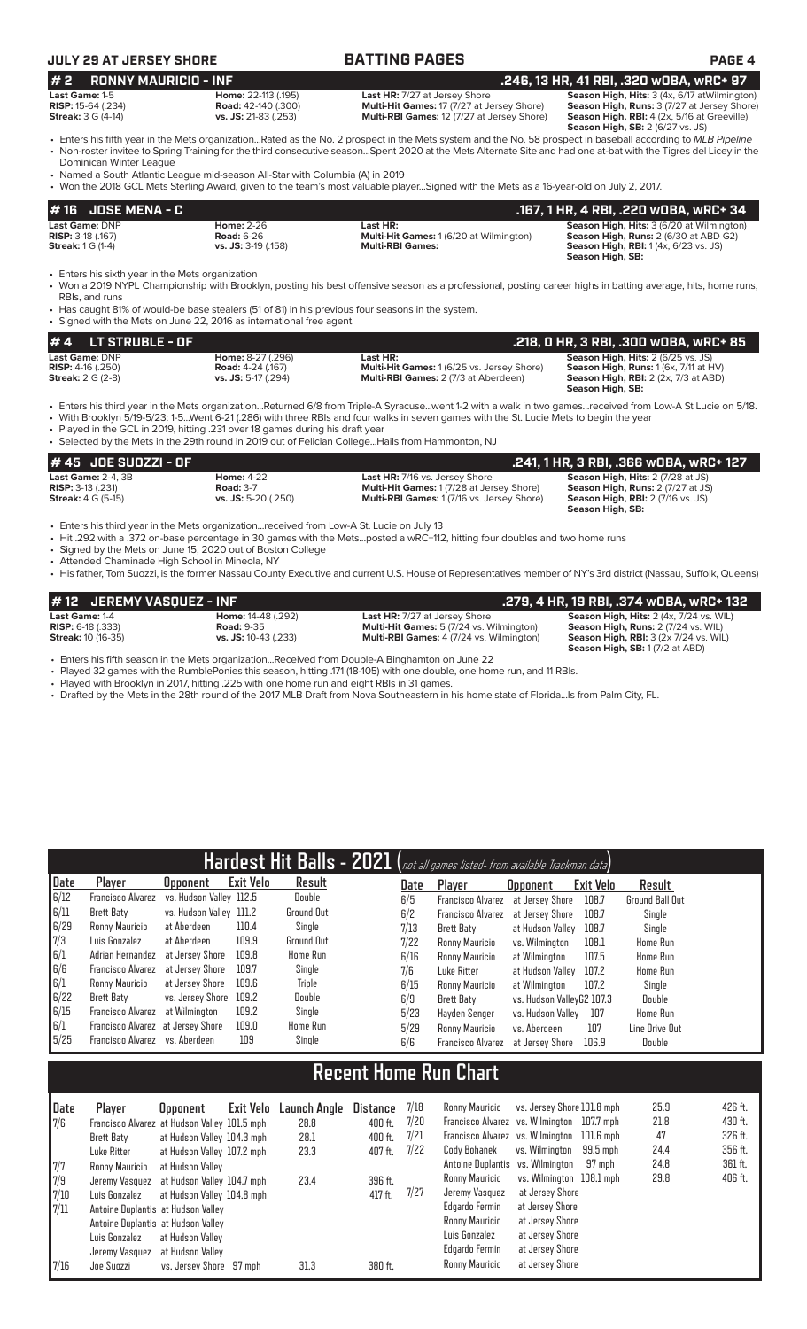# BATTING PAGES

## # 2 RONNY MAURICIO - INF — .246, 13 HR, 41 RBI, .320 wOBA, wRC+ 97

**Last Game:** 1-5
**RISP:** 15-64 (.234)
**Streak:** 3 G (4-14)

**Home:** 22-113 (.195)
**Road:** 42-140 (.300)
**vs. JS:** 21-83 (.253)

**Last HR:** 7/27 at Jersey Shore
**Multi-Hit Games:** 17 (7/27 at Jersey Shore)
**Multi-RBI Games:** 12 (7/27 at Jersey Shore)

**Season High, Hits:** 3 (4x, 6/17 atWilmington)
**Season High, Runs:** 3 (7/27 at Jersey Shore)
**Season High, RBI:** 4 (2x, 5/16 at Greeville)
**Season High, SB:** 2 (6/27 vs. JS)

- Enters his fifth year in the Mets organization...Rated as the No. 2 prospect in the Mets system and the No. 58 prospect in baseball according to *MLB Pipeline*
- Non-roster invitee to Spring Training for the third consecutive season...Spent 2020 at the Mets Alternate Site and had one at-bat with the Tigres del Licey in the Dominican Winter League
- Named a South Atlantic League mid-season All-Star with Columbia (A) in 2019
- Won the 2018 GCL Mets Sterling Award, given to the team's most valuable player...Signed with the Mets as a 16-year-old on July 2, 2017.

## # 16 JOSE MENA - C — .167, 1 HR, 4 RBI, .220 wOBA, wRC+ 34

**Last Game:** DNP
**RISP:** 3-18 (.167)
**Streak:** 1 G (1-4)

**Home:** 2-26
**Road:** 6-26
**vs. JS:** 3-19 (.158)

**Last HR:**
**Multi-Hit Games:** 1 (6/20 at Wilmington)
**Multi-RBI Games:**

**Season High, Hits:** 3 (6/20 at Wilmington)
**Season High, Runs:** 2 (6/30 at ABD G2)
**Season High, RBI:** 1 (4x, 6/23 vs. JS)
**Season High, SB:**

- Enters his sixth year in the Mets organization
- Won a 2019 NYPL Championship with Brooklyn, posting his best offensive season as a professional, posting career highs in batting average, hits, home runs, RBIs, and runs
- Has caught 81% of would-be base stealers (51 of 81) in his previous four seasons in the system.
- Signed with the Mets on June 22, 2016 as international free agent.

## # 4 LT STRUBLE - OF — .218, 0 HR, 3 RBI, .300 wOBA, wRC+ 85

**Last Game:** DNP
**RISP:** 4-16 (.250)
**Streak:** 2 G (2-8)

**Home:** 8-27 (.296)
**Road:** 4-24 (.167)
**vs. JS:** 5-17 (.294)

**Last HR:**
**Multi-Hit Games:** 1 (6/25 vs. Jersey Shore)
**Multi-RBI Games:** 2 (7/3 at Aberdeen)

**Season High, Hits:** 2 (6/25 vs. JS)
**Season High, Runs:** 1 (6x, 7/11 at HV)
**Season High, RBI:** 2 (2x, 7/3 at ABD)
**Season High, SB:**

- Enters his third year in the Mets organization...Returned 6/8 from Triple-A Syracuse...went 1-2 with a walk in two games...received from Low-A St Lucie on 5/18.
- With Brooklyn 5/19-5/23: 1-5...Went 6-21 (.286) with three RBIs and four walks in seven games with the St. Lucie Mets to begin the year
- Played in the GCL in 2019, hitting .231 over 18 games during his draft year
- Selected by the Mets in the 29th round in 2019 out of Felician College...Hails from Hammonton, NJ

## # 45 JOE SUOZZI - OF — .241, 1 HR, 3 RBI, .366 wOBA, wRC+ 127

**Last Game:** 2-4, 3B
**RISP:** 3-13 (.231)
**Streak:** 4 G (5-15)

**Home:** 4-22
**Road:** 3-7
**vs. JS:** 5-20 (.250)

**Last HR:** 7/16 vs. Jersey Shore
**Multi-Hit Games:** 1 (7/28 at Jersey Shore)
**Multi-RBI Games:** 1 (7/16 vs. Jersey Shore)

**Season High, Hits:** 2 (7/28 at JS)
**Season High, Runs:** 2 (7/27 at JS)
**Season High, RBI:** 2 (7/16 vs. JS)
**Season High, SB:**

- Enters his third year in the Mets organization...received from Low-A St. Lucie on July 13
- Hit .292 with a .372 on-base percentage in 30 games with the Mets...posted a wRC+112, hitting four doubles and two home runs
- Signed by the Mets on June 15, 2020 out of Boston College
- Attended Chaminade High School in Mineola, NY
- His father, Tom Suozzi, is the former Nassau County Executive and current U.S. House of Representatives member of NY's 3rd district (Nassau, Suffolk, Queens)

## # 12 JEREMY VASQUEZ - INF — .279, 4 HR, 19 RBI, .374 wOBA, wRC+ 132

**Last Game:** 1-4
**RISP:** 6-18 (.333)
**Streak:** 10 (16-35)

**Home:** 14-48 (.292)
**Road:** 9-35
**vs. JS:** 10-43 (.233)

**Last HR:** 7/27 at Jersey Shore
**Multi-Hit Games:** 5 (7/24 vs. Wilmington)
**Multi-RBI Games:** 4 (7/24 vs. Wilmington)

**Season High, Hits:** 2 (4x, 7/24 vs. WIL)
**Season High, Runs:** 2 (7/24 vs. WIL)
**Season High, RBI:** 3 (2x 7/24 vs. WIL)
**Season High, SB:** 1 (7/2 at ABD)

- Enters his fifth season in the Mets organization...Received from Double-A Binghamton on June 22
- Played 32 games with the RumblePonies this season, hitting .171 (18-105) with one double, one home run, and 11 RBIs.
- Played with Brooklyn in 2017, hitting .225 with one home run and eight RBIs in 31 games.
- Drafted by the Mets in the 28th round of the 2017 MLB Draft from Nova Southeastern in his home state of Florida...Is from Palm City, FL.

## Hardest Hit Balls - 2021 (not all games listed- from available Trackman data)

| Date | Player | Opponent | Exit Velo | Result |
|---|---|---|---|---|
| 6/12 | Francisco Alvarez | vs. Hudson Valley | 112.5 | Double |
| 6/11 | Brett Baty | vs. Hudson Valley | 111.2 | Ground Out |
| 6/29 | Ronny Mauricio | at Aberdeen | 110.4 | Single |
| 7/3 | Luis Gonzalez | at Aberdeen | 109.9 | Ground Out |
| 6/1 | Adrian Hernandez | at Jersey Shore | 109.8 | Home Run |
| 6/6 | Francisco Alvarez | at Jersey Shore | 109.7 | Single |
| 6/1 | Ronny Mauricio | at Jersey Shore | 109.6 | Triple |
| 6/22 | Brett Baty | vs. Jersey Shore | 109.2 | Double |
| 6/15 | Francisco Alvarez | at Wilmington | 109.2 | Single |
| 6/1 | Francisco Alvarez | at Jersey Shore | 109.0 | Home Run |
| 5/25 | Francisco Alvarez | vs. Aberdeen | 109 | Single |
| 6/5 | Francisco Alvarez | at Jersey Shore | 108.7 | Ground Ball Out |
| 6/2 | Francisco Alvarez | at Jersey Shore | 108.7 | Single |
| 7/13 | Brett Baty | at Hudson Valley | 108.7 | Single |
| 7/22 | Ronny Mauricio | vs. Wilmington | 108.1 | Home Run |
| 6/16 | Ronny Mauricio | at Wilmington | 107.5 | Home Run |
| 7/6 | Luke Ritter | at Hudson Valley | 107.2 | Home Run |
| 6/15 | Ronny Mauricio | at Wilmington | 107.2 | Single |
| 6/9 | Brett Baty | vs. Hudson Valley G2 | 107.3 | Double |
| 5/23 | Hayden Senger | vs. Hudson Valley | 107 | Home Run |
| 5/29 | Ronny Mauricio | vs. Aberdeen | 107 | Line Drive Out |
| 6/6 | Francisco Alvarez | at Jersey Shore | 106.9 | Double |

## Recent Home Run Chart

| Date | Player | Opponent | Exit Velo | Launch Angle | Distance |
|---|---|---|---|---|---|
| 7/6 | Francisco Alvarez | at Hudson Valley | 101.5 mph | 28.8 | 400 ft. |
| | Brett Baty | at Hudson Valley | 104.3 mph | 28.1 | 400 ft. |
| | Luke Ritter | at Hudson Valley | 107.2 mph | 23.3 | 407 ft. |
| 7/7 | Ronny Mauricio | at Hudson Valley | | | |
| 7/9 | Jeremy Vasquez | at Hudson Valley | 104.7 mph | 23.4 | 396 ft. |
| 7/10 | Luis Gonzalez | at Hudson Valley | 104.8 mph | | 417 ft. |
| 7/11 | Antoine Duplantis | at Hudson Valley | | | |
| | Antoine Duplantis | at Hudson Valley | | | |
| | Luis Gonzalez | at Hudson Valley | | | |
| | Jeremy Vasquez | at Hudson Valley | | | |
| 7/16 | Joe Suozzi | vs. Jersey Shore | 97 mph | 31.3 | 380 ft. |
| 7/18 | Ronny Mauricio | vs. Jersey Shore | 101.8 mph | 25.9 | 426 ft. |
| 7/20 | Francisco Alvarez | vs. Wilmington | 107.7 mph | 21.8 | 430 ft. |
| 7/21 | Francisco Alvarez | vs. Wilmington | 101.6 mph | 47 | 326 ft. |
| 7/22 | Cody Bohanek | vs. Wilmington | 99.5 mph | 24.4 | 356 ft. |
| | Antoine Duplantis | vs. Wilmington | 97 mph | 24.8 | 361 ft. |
| | Ronny Mauricio | vs. Wilmington | 108.1 mph | 29.8 | 406 ft. |
| 7/27 | Jeremy Vasquez | at Jersey Shore | | | |
| | Edgardo Fermin | at Jersey Shore | | | |
| | Ronny Mauricio | at Jersey Shore | | | |
| | Luis Gonzalez | at Jersey Shore | | | |
| | Edgardo Fermin | at Jersey Shore | | | |
| | Ronny Mauricio | at Jersey Shore | | | |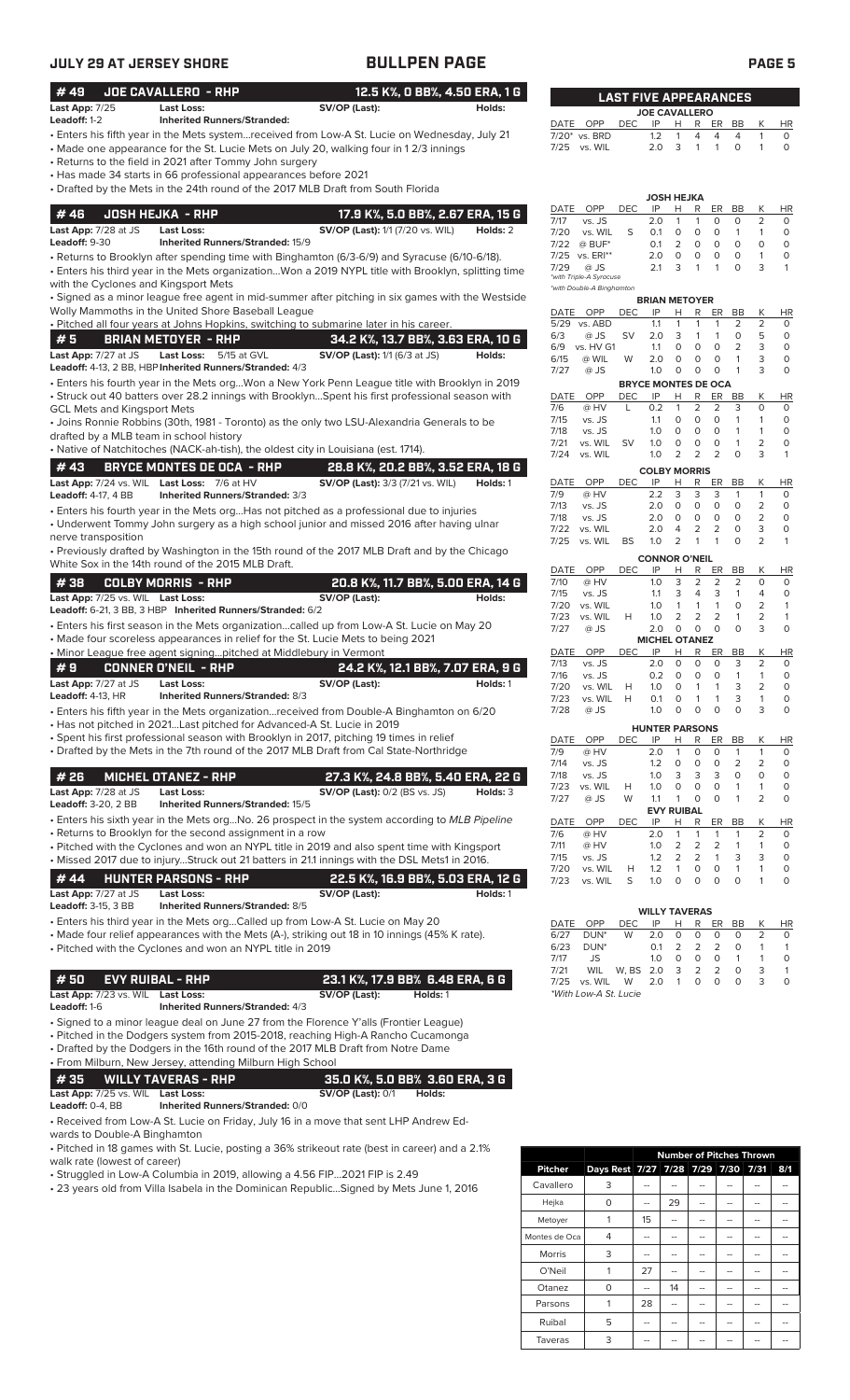# JULY 29 AT JERSEY SHORE — BULLPEN PAGE

## #49 JOE CAVALLERO - RHP — 12.5 K%, 0 BB%, 4.50 ERA, 1 G

**Last App:** 7/25 **Last Loss:** **SV/OP (Last):** **Holds:**
**Leadoff:** 1-2 **Inherited Runners/Stranded:**

- Enters his fifth year in the Mets system...received from Low-A St. Lucie on Wednesday, July 21
- Made one appearance for the St. Lucie Mets on July 20, walking four in 1 2/3 innings
- Returns to the field in 2021 after Tommy John surgery
- Has made 34 starts in 66 professional appearances before 2021
- Drafted by the Mets in the 24th round of the 2017 MLB Draft from South Florida

## #46 JOSH HEJKA - RHP — 17.9 K%, 5.0 BB%, 2.67 ERA, 15 G

**Last App:** 7/28 at JS **Last Loss:** **SV/OP (Last):** 1/1 (7/20 vs. WIL) **Holds:** 2
**Leadoff:** 9-30 **Inherited Runners/Stranded:** 15/9

- Returns to Brooklyn after spending time with Binghamton (6/3-6/9) and Syracuse (6/10-6/18).
- Enters his third year in the Mets organization...Won a 2019 NYPL title with Brooklyn, splitting time with the Cyclones and Kingsport Mets
- Signed as a minor league free agent in mid-summer after pitching in six games with the Westside Wolly Mammoths in the United Shore Baseball League
- Pitched all four years at Johns Hopkins, switching to submarine later in his career.

## #5 BRIAN METOYER - RHP — 34.2 K%, 13.7 BB%, 3.63 ERA, 10 G

**Last App:** 7/27 at JS **Last Loss:** 5/15 at GVL **SV/OP (Last):** 1/1 (6/3 at JS) **Holds:**
**Leadoff:** 4-13, 2 BB, HBP **Inherited Runners/Stranded:** 4/3

- Enters his fourth year in the Mets org...Won a New York Penn League title with Brooklyn in 2019
- Struck out 40 batters over 28.2 innings with Brooklyn...Spent his first professional season with GCL Mets and Kingsport Mets
- Joins Ronnie Robbins (30th, 1981 - Toronto) as the only two LSU-Alexandria Generals to be drafted by a MLB team in school history
- Native of Natchitoches (NACK-ah-tish), the oldest city in Louisiana (est. 1714).

## #43 BRYCE MONTES DE OCA - RHP — 28.8 K%, 20.2 BB%, 3.52 ERA, 18 G

**Last App:** 7/24 vs. WIL **Last Loss:** 7/6 at HV **SV/OP (Last):** 3/3 (7/21 vs. WIL) **Holds:** 1
**Leadoff:** 4-17, 4 BB **Inherited Runners/Stranded:** 3/3

- Enters his fourth year in the Mets org...Has not pitched as a professional due to injuries
- Underwent Tommy John surgery as a high school junior and missed 2016 after having ulnar nerve transposition
- Previously drafted by Washington in the 15th round of the 2017 MLB Draft and by the Chicago White Sox in the 14th round of the 2015 MLB Draft.

## #38 COLBY MORRIS - RHP — 20.8 K%, 11.7 BB%, 5.00 ERA, 14 G

**Last App:** 7/25 vs. WIL **Last Loss:** **SV/OP (Last):** **Holds:**
**Leadoff:** 6-21, 3 BB, 3 HBP **Inherited Runners/Stranded:** 6/2

- Enters his first season in the Mets organization...called up from Low-A St. Lucie on May 20
- Made four scoreless appearances in relief for the St. Lucie Mets prior to being 2021
- Minor League free agent signing...pitched at Middlebury in Vermont

## #9 CONNER O'NEIL - RHP — 24.2 K%, 12.1 BB%, 7.07 ERA, 9 G

**Last App:** 7/27 at JS **Last Loss:** **SV/OP (Last):** **Holds:** 1
**Leadoff:** 4-13, HR **Inherited Runners/Stranded:** 8/3

- Enters his fifth year in the Mets organization...received from Double-A Binghamton on 6/20
- Has not pitched in 2021...Last pitched for Advanced-A St. Lucie in 2019
- Spent his first professional season with Brooklyn in 2017, pitching 19 times in relief
- Drafted by the Mets in the 7th round of the 2017 MLB Draft from Cal State-Northridge

## #26 MICHEL OTANEZ - RHP — 27.3 K%, 24.8 BB%, 5.40 ERA, 22 G

**Last App:** 7/28 at JS **Last Loss:** **SV/OP (Last):** 0/2 (BS vs. JS) **Holds:** 3
**Leadoff:** 3-20, 2 BB **Inherited Runners/Stranded:** 15/5

- Enters his sixth year in the Mets org...No. 26 prospect in the system according to *MLB Pipeline*
- Returns to Brooklyn for the second assignment in a row
- Pitched with the Cyclones and won an NYPL title in 2019 and also spent time with Kingsport
- Missed 2017 due to injury...Struck out 21 batters in 21.1 innings with the DSL Mets1 in 2016.

## #44 HUNTER PARSONS - RHP — 22.5 K%, 16.9 BB%, 5.03 ERA, 12 G

**Last App:** 7/27 at JS **Last Loss:** **SV/OP (Last):** **Holds:** 1
**Leadoff:** 3-15, 3 BB **Inherited Runners/Stranded:** 8/5

- Enters his third year in the Mets org...Called up from Low-A St. Lucie on May 20
- Made four relief appearances with the Mets (A-), striking out 18 in 10 innings (45% K rate).
- Pitched with the Cyclones and won an NYPL title in 2019

## #50 EVY RUIBAL - RHP — 23.1 K%, 17.9 BB% 6.48 ERA, 6 G

**Last App:** 7/23 vs. WIL **Last Loss:** **SV/OP (Last):** **Holds:** 1
**Leadoff:** 1-6 **Inherited Runners/Stranded:** 4/3

- Signed to a minor league deal on June 27 from the Florence Y'alls (Frontier League)
- Pitched in the Dodgers system from 2015-2018, reaching High-A Rancho Cucamonga
- Drafted by the Dodgers in the 16th round of the 2017 MLB Draft from Notre Dame
- From Milburn, New Jersey, attending Milburn High School

## #35 WILLY TAVERAS - RHP — 35.0 K%, 5.0 BB% 3.60 ERA, 3 G

**Last App:** 7/25 vs. WIL **Last Loss:** **SV/OP (Last):** 0/1 **Holds:**
**Leadoff:** 0-4, BB **Inherited Runners/Stranded:** 0/0

- Received from Low-A St. Lucie on Friday, July 16 in a move that sent LHP Andrew Edwards to Double-A Binghamton
- Pitched in 18 games with St. Lucie, posting a 36% strikeout rate (best in career) and a 2.1% walk rate (lowest of career)
- Struggled in Low-A Columbia in 2019, allowing a 4.56 FIP...2021 FIP is 2.49
- 23 years old from Villa Isabela in the Dominican Republic...Signed by Mets June 1, 2016

## LAST FIVE APPEARANCES

**JOE CAVALLERO**

| DATE | OPP | DEC | IP | H | R | ER | BB | K | HR |
|---|---|---|---|---|---|---|---|---|---|
| 7/20* | vs. BRD | | 1.2 | 1 | 4 | 4 | 4 | 1 | 0 |
| 7/25 | vs. WIL | | 2.0 | 3 | 1 | 1 | 0 | 1 | 0 |

**JOSH HEJKA**

| DATE | OPP | DEC | IP | H | R | ER | BB | K | HR |
|---|---|---|---|---|---|---|---|---|---|
| 7/17 | vs. JS | | 2.0 | 1 | 1 | 0 | 0 | 2 | 0 |
| 7/20 | vs. WIL | S | 0.1 | 0 | 0 | 0 | 1 | 1 | 0 |
| 7/22 | @ BUF* | | 0.1 | 2 | 0 | 0 | 0 | 0 | 0 |
| 7/25 | vs. ERI** | | 2.0 | 0 | 0 | 0 | 0 | 1 | 0 |
| 7/29 | @ JS | | 2.1 | 3 | 1 | 1 | 0 | 3 | 1 |

*with Triple-A Syracuse
*with Double-A Binghamton

**BRIAN METOYER**

| DATE | OPP | DEC | IP | H | R | ER | BB | K | HR |
|---|---|---|---|---|---|---|---|---|---|
| 5/29 | vs. ABD | | 1.1 | 1 | 1 | 1 | 2 | 2 | 0 |
| 6/3 | @ JS | SV | 2.0 | 3 | 1 | 1 | 0 | 5 | 0 |
| 6/9 | vs. HV G1 | | 1.1 | 0 | 0 | 0 | 2 | 3 | 0 |
| 6/15 | @ WIL | W | 2.0 | 0 | 0 | 0 | 1 | 3 | 0 |
| 7/27 | @ JS | | 1.0 | 0 | 0 | 0 | 1 | 3 | 0 |

**BRYCE MONTES DE OCA**

| DATE | OPP | DEC | IP | H | R | ER | BB | K | HR |
|---|---|---|---|---|---|---|---|---|---|
| 7/6 | @ HV | L | 0.2 | 1 | 2 | 2 | 3 | 0 | 0 |
| 7/15 | vs. JS | | 1.1 | 0 | 0 | 0 | 1 | 1 | 0 |
| 7/18 | vs. JS | | 1.0 | 0 | 0 | 0 | 1 | 1 | 0 |
| 7/21 | vs. WIL | SV | 1.0 | 0 | 0 | 0 | 1 | 2 | 0 |
| 7/24 | vs. WIL | | 1.0 | 2 | 2 | 2 | 0 | 3 | 1 |

**COLBY MORRIS**

| DATE | OPP | DEC | IP | H | R | ER | BB | K | HR |
|---|---|---|---|---|---|---|---|---|---|
| 7/9 | @ HV | | 2.2 | 3 | 3 | 3 | 1 | 1 | 0 |
| 7/13 | vs. JS | | 2.0 | 0 | 0 | 0 | 0 | 2 | 0 |
| 7/18 | vs. JS | | 2.0 | 0 | 0 | 0 | 0 | 2 | 0 |
| 7/22 | vs. WIL | | 2.0 | 4 | 2 | 2 | 0 | 3 | 0 |
| 7/25 | vs. WIL | BS | 1.0 | 2 | 1 | 1 | 0 | 2 | 1 |

**CONNOR O'NEIL**

| DATE | OPP | DEC | IP | H | R | ER | BB | K | HR |
|---|---|---|---|---|---|---|---|---|---|
| 7/10 | @ HV | | 1.0 | 3 | 2 | 2 | 2 | 0 | 0 |
| 7/15 | vs. JS | | 1.1 | 3 | 4 | 3 | 1 | 4 | 0 |
| 7/20 | vs. WIL | | 1.0 | 1 | 1 | 1 | 0 | 2 | 1 |
| 7/23 | vs. WIL | H | 1.0 | 2 | 2 | 2 | 1 | 2 | 1 |
| 7/27 | @ JS | | 2.0 | 0 | 0 | 0 | 0 | 3 | 0 |

**MICHEL OTANEZ**

| DATE | OPP | DEC | IP | H | R | ER | BB | K | HR |
|---|---|---|---|---|---|---|---|---|---|
| 7/13 | vs. JS | | 2.0 | 0 | 0 | 0 | 3 | 2 | 0 |
| 7/16 | vs. JS | | 0.2 | 0 | 0 | 0 | 1 | 1 | 0 |
| 7/20 | vs. WIL | H | 1.0 | 0 | 1 | 1 | 3 | 2 | 0 |
| 7/23 | vs. WIL | H | 0.1 | 0 | 1 | 1 | 3 | 1 | 0 |
| 7/28 | @ JS | | 1.0 | 0 | 0 | 0 | 0 | 3 | 0 |

**HUNTER PARSONS**

| DATE | OPP | DEC | IP | H | R | ER | BB | K | HR |
|---|---|---|---|---|---|---|---|---|---|
| 7/9 | @ HV | | 2.0 | 1 | 0 | 0 | 1 | 1 | 0 |
| 7/14 | vs. JS | | 1.2 | 0 | 0 | 0 | 2 | 2 | 0 |
| 7/18 | vs. JS | | 1.0 | 3 | 3 | 3 | 0 | 0 | 0 |
| 7/23 | vs. WIL | H | 1.0 | 0 | 0 | 0 | 1 | 1 | 0 |
| 7/27 | @ JS | W | 1.1 | 1 | 0 | 0 | 1 | 2 | 0 |

**EVY RUIBAL**

| DATE | OPP | DEC | IP | H | R | ER | BB | K | HR |
|---|---|---|---|---|---|---|---|---|---|
| 7/6 | @ HV | | 2.0 | 1 | 1 | 1 | 1 | 2 | 0 |
| 7/11 | @ HV | | 1.0 | 2 | 2 | 2 | 1 | 1 | 0 |
| 7/15 | vs. JS | | 1.2 | 2 | 2 | 1 | 3 | 3 | 0 |
| 7/20 | vs. WIL | H | 1.2 | 1 | 0 | 0 | 1 | 1 | 0 |
| 7/23 | vs. WIL | S | 1.0 | 0 | 0 | 0 | 0 | 1 | 0 |

**WILLY TAVERAS**

| DATE | OPP | DEC | IP | H | R | ER | BB | K | HR |
|---|---|---|---|---|---|---|---|---|---|
| 6/27 | DUN* | W | 2.0 | 0 | 0 | 0 | 0 | 2 | 0 |
| 6/23 | DUN* | | 0.1 | 2 | 2 | 2 | 0 | 1 | 1 |
| 7/17 | JS | | 1.0 | 0 | 0 | 0 | 1 | 1 | 0 |
| 7/21 | WIL | W, BS | 2.0 | 3 | 2 | 2 | 0 | 3 | 1 |
| 7/25 | vs. WIL | W | 2.0 | 1 | 0 | 0 | 0 | 3 | 0 |

*With Low-A St. Lucie

## Number of Pitches Thrown

| Pitcher | Days Rest | 7/27 | 7/28 | 7/29 | 7/30 | 7/31 | 8/1 |
|---|---|---|---|---|---|---|---|
| Cavallero | 3 | -- | -- | -- | -- | -- | -- |
| Hejka | 0 | -- | 29 | -- | -- | -- | -- |
| Metoyer | 1 | 15 | -- | -- | -- | -- | -- |
| Montes de Oca | 4 | -- | -- | -- | -- | -- | -- |
| Morris | 3 | -- | -- | -- | -- | -- | -- |
| O'Neil | 1 | 27 | -- | -- | -- | -- | -- |
| Otanez | 0 | -- | 14 | -- | -- | -- | -- |
| Parsons | 1 | 28 | -- | -- | -- | -- | -- |
| Ruibal | 5 | -- | -- | -- | -- | -- | -- |
| Taveras | 3 | -- | -- | -- | -- | -- | -- |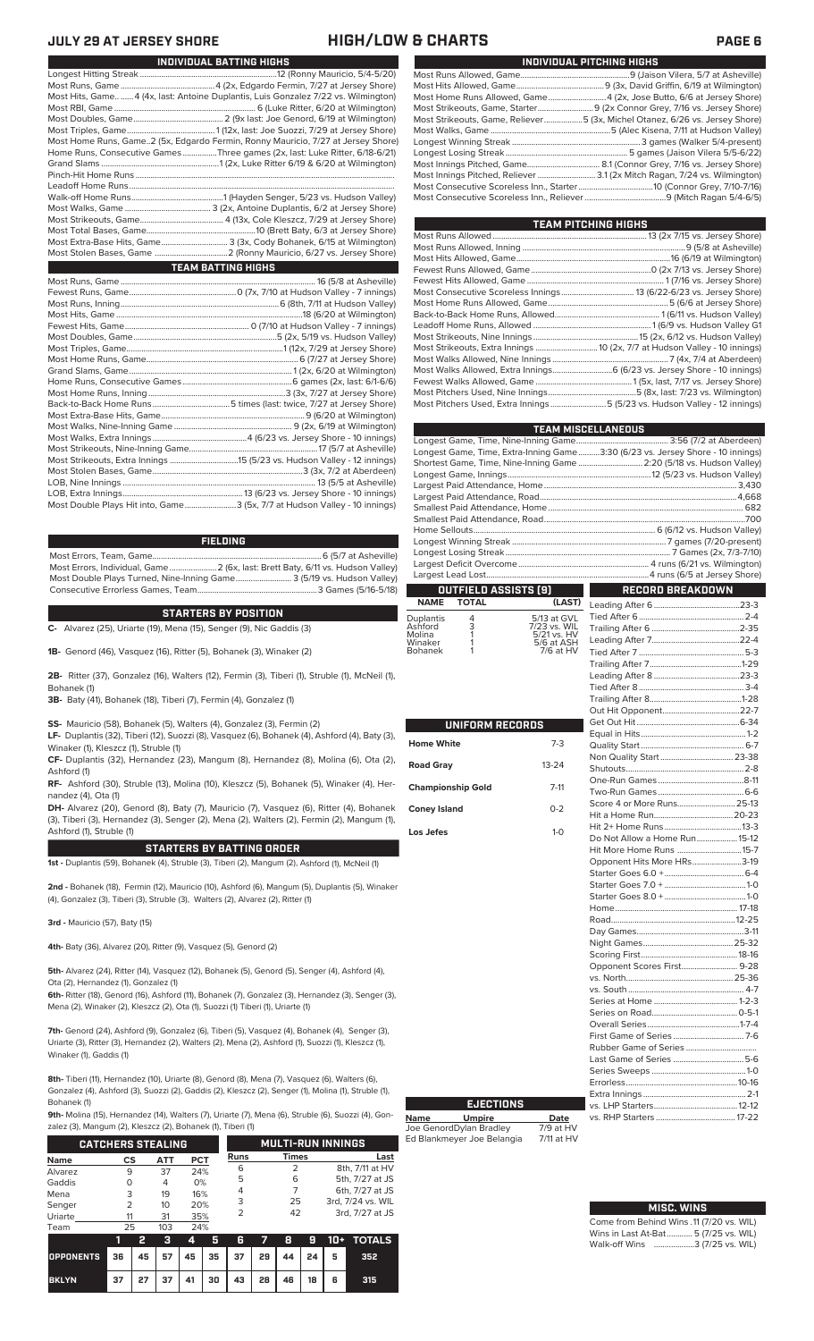# JULY 29 AT JERSEY SHORE — HIGH/LOW & CHARTS

## INDIVIDUAL BATTING HIGHS

Longest Hitting Streak ....12 (Ronny Mauricio, 5/4-5/20)
Most Runs, Game ....4 (2x, Edgardo Fermin, 7/27 at Jersey Shore)
Most Hits, Game....4 (4x, last: Antoine Duplantis, Luis Gonzalez 7/22 vs. Wilmington)
Most RBI, Game ....6 (Luke Ritter, 6/20 at Wilmington)
Most Doubles, Game ....2 (9x last: Joe Genord, 6/19 at Wilmington)
Most Triples, Game....1 (12x, last: Joe Suozzi, 7/29 at Jersey Shore)
Most Home Runs, Game..2 (5x, Edgardo Fermin, Ronny Mauricio, 7/27 at Jersey Shore)
Home Runs, Consecutive Games ....Three games (2x, last: Luke Ritter, 6/18-6/21)
Grand Slams ....1 (2x, Luke Ritter 6/19 & 6/20 at Wilmington)
Pinch-Hit Home Runs ....
Leadoff Home Runs....
Walk-off Home Runs....1 (Hayden Senger, 5/23 vs. Hudson Valley)
Most Walks, Game ....3 (2x, Antoine Duplantis, 6/2 at Jersey Shore)
Most Strikeouts, Game....4 (13x, Cole Kleszcz, 7/29 at Jersey Shore)
Most Total Bases, Game....10 (Brett Baty, 6/3 at Jersey Shore)
Most Extra-Base Hits, Game....3 (3x, Cody Bohanek, 6/15 at Wilmington)
Most Stolen Bases, Game ....2 (Ronny Mauricio, 6/27 vs. Jersey Shore)

## TEAM BATTING HIGHS

Most Runs, Game ....16 (5/8 at Asheville)
Fewest Runs, Game....0 (7x, 7/10 at Hudson Valley - 7 innings)
Most Runs, Inning....6 (8th, 7/11 at Hudson Valley)
Most Hits, Game ....18 (6/20 at Wilmington)
Fewest Hits, Game....0 (7/10 at Hudson Valley - 7 innings)
Most Doubles, Game....5 (2x, 5/19 vs. Hudson Valley)
Most Triples, Game....1 (12x, 7/29 at Jersey Shore)
Most Home Runs, Game....6 (7/27 at Jersey Shore)
Grand Slams, Game....1 (2x, 6/20 at Wilmington)
Home Runs, Consecutive Games ....6 games (2x, last: 6/1-6/6)
Most Home Runs, Inning ....3 (3x, 7/27 at Jersey Shore)
Back-to-Back Home Runs....5 times (last: twice, 7/27 at Jersey Shore)
Most Extra-Base Hits, Game....9 (6/20 at Wilmington)
Most Walks, Nine-Inning Game ....9 (2x, 6/19 at Wilmington)
Most Walks, Extra Innings ....4 (6/23 vs. Jersey Shore - 10 innings)
Most Strikeouts, Nine-Inning Game....17 (5/7 at Asheville)
Most Strikeouts, Extra Innings ....15 (5/23 vs. Hudson Valley - 12 innings)
Most Stolen Bases, Game....3 (3x, 7/2 at Aberdeen)
LOB, Nine Innings ....13 (5/5 at Asheville)
LOB, Extra Innings....13 (6/23 vs. Jersey Shore - 10 innings)
Most Double Plays Hit into, Game....3 (5x, 7/7 at Hudson Valley - 10 innings)

## FIELDING

Most Errors, Team, Game....6 (5/7 at Asheville)
Most Errors, Individual, Game....2 (6x, last: Brett Baty, 6/11 vs. Hudson Valley)
Most Double Plays Turned, Nine-Inning Game....3 (5/19 vs. Hudson Valley)
Consecutive Errorless Games, Team....3 Games (5/16-5/18)

## STARTERS BY POSITION

**C-** Alvarez (25), Uriarte (19), Mena (15), Senger (9), Nic Gaddis (3)

**1B-** Genord (46), Vasquez (16), Ritter (5), Bohanek (3), Winaker (2)

**2B-** Ritter (37), Gonzalez (16), Walters (12), Fermin (3), Tiberi (1), Struble (1), McNeil (1), Bohanek (1)

**3B-** Baty (41), Bohanek (18), Tiberi (7), Fermin (4), Gonzalez (1)

**SS-** Mauricio (58), Bohanek (5), Walters (4), Gonzalez (3), Fermin (2)

**LF-** Duplantis (32), Tiberi (12), Suozzi (8), Vasquez (6), Bohanek (4), Ashford (4), Baty (3), Winaker (1), Kleszcz (1), Struble (1)

**CF-** Duplantis (32), Hernandez (23), Mangum (8), Hernandez (8), Molina (6), Ota (2), Ashford (1)

**RF-** Ashford (30), Struble (13), Molina (10), Kleszcz (5), Bohanek (5), Winaker (4), Hernandez (4), Ota (1)

**DH-** Alvarez (20), Genord (8), Baty (7), Mauricio (7), Vasquez (6), Ritter (4), Bohanek (3), Tiberi (3), Hernandez (3), Senger (2), Mena (2), Walters (2), Fermin (2), Mangum (1), Ashford (1), Struble (1)

## STARTERS BY BATTING ORDER

**1st -** Duplantis (59), Bohanek (4), Struble (3), Tiberi (2), Mangum (2), Ashford (1), McNeil (1)

**2nd -** Bohanek (18), Fermin (12), Mauricio (10), Ashford (6), Mangum (5), Duplantis (5), Winaker (4), Gonzalez (3), Tiberi (3), Struble (3), Walters (2), Alvarez (2), Ritter (1)

**3rd -** Mauricio (57), Baty (15)

**4th-** Baty (36), Alvarez (20), Ritter (9), Vasquez (5), Genord (2)

**5th-** Alvarez (24), Ritter (14), Vasquez (12), Bohanek (5), Genord (5), Senger (4), Ashford (4), Ota (2), Hernandez (1), Gonzalez (1)

**6th-** Ritter (18), Genord (16), Ashford (11), Bohanek (7), Gonzalez (3), Hernandez (3), Senger (3), Mena (2), Winaker (2), Kleszcz (2), Ota (1), Suozzi (1) Tiberi (1), Uriarte (1)

**7th-** Genord (24), Ashford (9), Gonzalez (6), Tiberi (5), Vasquez (4), Bohanek (4), Senger (3), Uriarte (3), Ritter (3), Hernandez (2), Walters (2), Mena (2), Ashford (1), Suozzi (1), Kleszcz (1), Winaker (1), Gaddis (1)

**8th-** Tiberi (11), Hernandez (10), Uriarte (8), Genord (8), Mena (7), Vasquez (6), Walters (6), Gonzalez (4), Ashford (3), Suozzi (2), Gaddis (2), Kleszcz (2), Senger (1), Molina (1), Struble (1), Bohanek (1)

**9th-** Molina (15), Hernandez (14), Walters (7), Uriarte (7), Mena (6), Struble (6), Suozzi (4), Gonzalez (3), Mangum (2), Kleszcz (2), Bohanek (1), Tiberi (1)

## CATCHERS STEALING

| Name | CS | ATT | PCT |
|---|---|---|---|
| Alvarez | 9 | 37 | 24% |
| Gaddis | 0 | 4 | 0% |
| Mena | 3 | 19 | 16% |
| Senger | 2 | 10 | 20% |
| Uriarte | 11 | 31 | 35% |
| Team | 25 | 103 | 24% |

## MULTI-RUN INNINGS

| Runs | Times | Last |
|---|---|---|
| 6 | 2 | 8th, 7/11 at HV |
| 5 | 6 | 5th, 7/27 at JS |
| 4 | 7 | 6th, 7/27 at JS |
| 3 | 25 | 3rd, 7/24 vs. WIL |
| 2 | 42 | 3rd, 7/27 at JS |

| | 1 | 2 | 3 | 4 | 5 | 6 | 7 | 8 | 9 | 10+ | TOTALS |
|---|---|---|---|---|---|---|---|---|---|---|---|
| OPPONENTS | 36 | 45 | 57 | 45 | 35 | 37 | 29 | 44 | 24 | 5 | 352 |
| BKLYN | 37 | 27 | 37 | 41 | 30 | 43 | 28 | 46 | 18 | 6 | 315 |

## INDIVIDUAL PITCHING HIGHS

Most Runs Allowed, Game....9 (Jaison Vilera, 5/7 at Asheville)
Most Hits Allowed, Game....9 (3x, David Griffin, 6/19 at Wilmington)
Most Home Runs Allowed, Game....4 (2x, Jose Butto, 6/6 at Jersey Shore)
Most Strikeouts, Game, Starter....9 (2x Connor Grey, 7/16 vs. Jersey Shore)
Most Strikeouts, Game, Reliever....5 (3x, Michel Otanez, 6/26 vs. Jersey Shore)
Most Walks, Game ....5 (Alec Kisena, 7/11 at Hudson Valley)
Longest Winning Streak ....3 games (Walker 5/4-present)
Longest Losing Streak ....5 games (Jaison Vilera 5/5-6/22)
Most Innings Pitched, Game....8.1 (Connor Grey, 7/16 vs. Jersey Shore)
Most Innings Pitched, Reliever ....3.1 (2x Mitch Ragan, 7/24 vs. Wilmington)
Most Consecutive Scoreless Inn., Starter....10 (Connor Grey, 7/10-7/16)
Most Consecutive Scoreless Inn., Reliever ....9 (Mitch Ragan 5/4-6/5)

## TEAM PITCHING HIGHS

Most Runs Allowed ....13 (2x 7/15 vs. Jersey Shore)
Most Runs Allowed, Inning ....9 (5/8 at Asheville)
Most Hits Allowed, Game....16 (6/19 at Wilmington)
Fewest Runs Allowed, Game....0 (2x 7/13 vs. Jersey Shore)
Fewest Hits Allowed, Game ....1 (7/16 vs. Jersey Shore)
Most Consecutive Scoreless Innings....13 (6/22-6/23 vs. Jersey Shore)
Most Home Runs Allowed, Game....5 (6/6 at Jersey Shore)
Back-to-Back Home Runs, Allowed....1 (6/11 vs. Hudson Valley)
Leadoff Home Runs Allowed ....1 (6/9 vs. Hudson Valley G1
Most Strikeouts, Nine Innings ....15 (2x, 6/12 vs. Hudson Valley)
Most Strikeouts, Extra Innings ....10 (2x, 7/7 at Hudson Valley - 10 innings)
Most Walks Allowed, Nine Innings ....7 (4x, 7/4 at Aberdeen)
Most Walks Allowed, Extra Innings....6 (6/23 vs. Jersey Shore - 10 innings)
Fewest Walks Allowed, Game ....1 (5x, last: 7/17 vs. Jersey Shore)
Most Pitchers Used, Nine Innings....5 (8x, last: 7/23 vs. Wilmington)
Most Pitchers Used, Extra Innings ....5 (5/23 vs. Hudson Valley - 12 innings)

## TEAM MISCELLANEOUS

Longest Game, Time, Nine-Inning Game....3:56 (7/2 at Aberdeen)
Longest Game, Time, Extra-Inning Game....3:30 (6/23 vs. Jersey Shore - 10 innings)
Shortest Game, Time, Nine-Inning Game ....2:20 (5/18 vs. Hudson Valley)
Longest Game, Innings....12 (5/23 vs. Hudson Valley)
Largest Paid Attendance, Home ....3,430
Largest Paid Attendance, Road....4,668
Smallest Paid Attendance, Home ....682
Smallest Paid Attendance, Road....700
Home Sellouts....6 (6/12 vs. Hudson Valley)
Longest Winning Streak ....7 games (7/20-present)
Longest Losing Streak ....7 Games (2x, 7/3-7/10)
Largest Deficit Overcome....4 runs (6/21 vs. Wilmington)
Largest Lead Lost....4 runs (6/5 at Jersey Shore)

## OUTFIELD ASSISTS (9)

| NAME | TOTAL | (LAST) |
|---|---|---|
| Duplantis | 4 | 5/13 at GVL |
| Ashford | 3 | 7/23 vs. WIL |
| Molina | 1 | 5/21 vs. HV |
| Winaker | 1 | 5/6 at ASH |
| Bohanek | 1 | 7/6 at HV |

## UNIFORM RECORDS

| | |
|---|---|
| Home White | 7-3 |
| Road Gray | 13-24 |
| Championship Gold | 7-11 |
| Coney Island | 0-2 |
| Los Jefes | 1-0 |

## RECORD BREAKDOWN

| | |
|---|---|
| Leading After 6 | 23-3 |
| Tied After 6 | 2-4 |
| Trailing After 6 | 2-35 |
| Leading After 7 | 22-4 |
| Tied After 7 | 5-3 |
| Trailing After 7 | 1-29 |
| Leading After 8 | 23-3 |
| Tied After 8 | 3-4 |
| Trailing After 8 | 1-28 |
| Out Hit Opponent | 22-7 |
| Get Out Hit | 6-34 |
| Equal in Hits | 1-2 |
| Quality Start | 6-7 |
| Non Quality Start | 23-38 |
| Shutouts | 2-8 |
| One-Run Games | 8-11 |
| Two-Run Games | 6-6 |
| Score 4 or More Runs | 25-13 |
| Hit a Home Run | 20-23 |
| Hit 2+ Home Runs | 13-3 |
| Do Not Allow a Home Run | 15-12 |
| Hit More Home Runs | 15-7 |
| Opponent Hits More HRs | 3-19 |
| Starter Goes 6.0 + | 6-4 |
| Starter Goes 7.0 + | 1-0 |
| Starter Goes 8.0 + | 1-0 |
| Home | 17-18 |
| Road | 12-25 |
| Day Games | 3-11 |
| Night Games | 25-32 |
| Scoring First | 18-16 |
| Opponent Scores First | 9-28 |
| vs. North | 25-36 |
| vs. South | 4-7 |
| Series at Home | 1-2-3 |
| Series on Road | 0-5-1 |
| Overall Series | 1-7-4 |
| First Game of Series | 7-6 |
| Rubber Game of Series | |
| Last Game of Series | 5-6 |
| Series Sweeps | 1-0 |
| Errorless | 10-16 |
| Extra Innings | 2-1 |
| vs. LHP Starters | 12-12 |
| vs. RHP Starters | 17-22 |

## EJECTIONS

| Name | Umpire | Date |
|---|---|---|
| Joe Genord | Dylan Bradley | 7/9 at HV |
| Ed Blankmeyer | Joe Belangia | 7/11 at HV |

## MISC. WINS

Come from Behind Wins ..11 (7/20 vs. WIL)
Wins in Last At-Bat.......... 5 (7/25 vs. WIL)
Walk-off Wins ....3 (7/25 vs. WIL)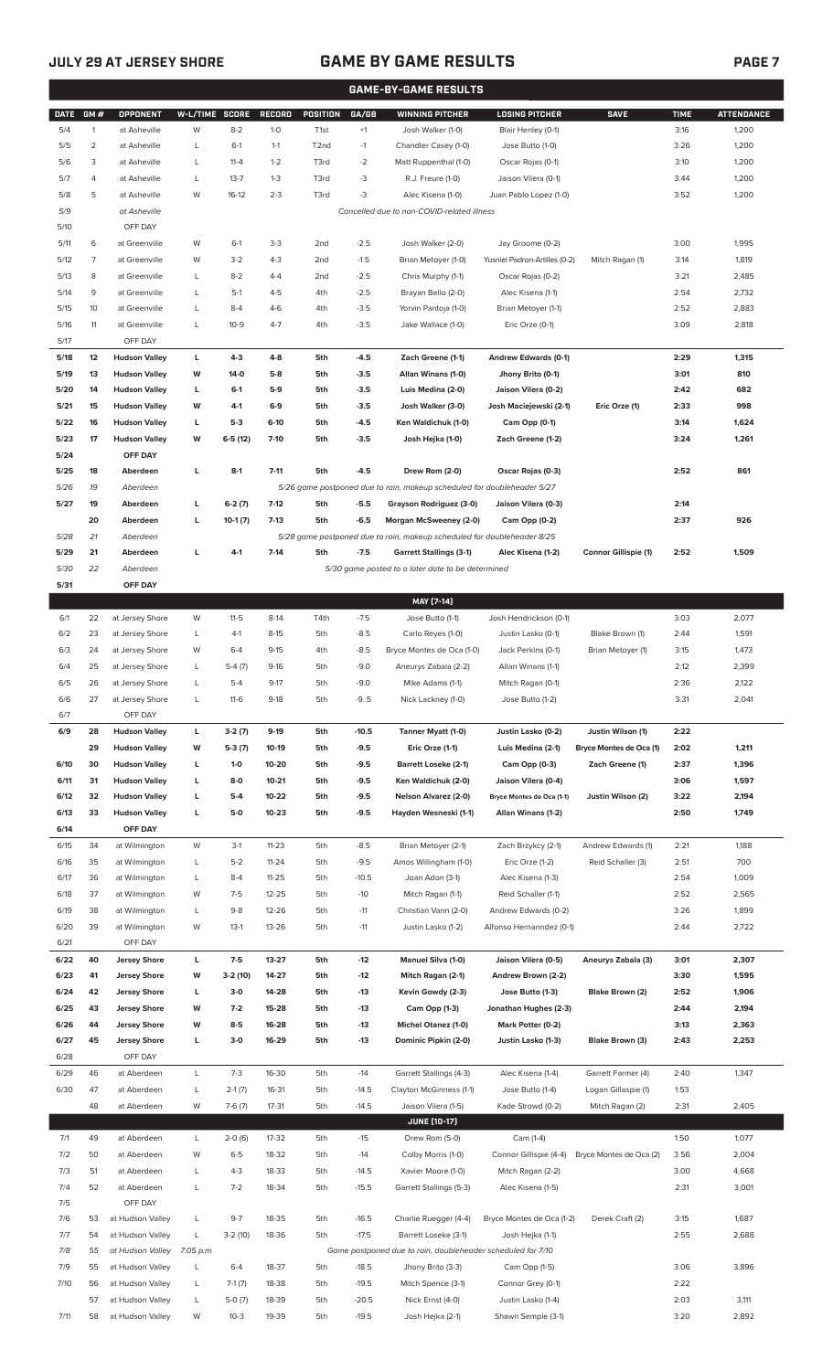## GAME BY GAME RESULTS

**JULY 29 AT JERSEY SHORE**

### GAME-BY-GAME RESULTS

| DATE | GM # | OPPONENT | W-L/TIME | SCORE | RECORD | POSITION | GA/GB | WINNING PITCHER | LOSING PITCHER | SAVE | TIME | ATTENDANCE |
|---|---|---|---|---|---|---|---|---|---|---|---|---|
| 5/4 | 1 | at Asheville | W | 8-2 | 1-0 | T1st | +1 | Josh Walker (1-0) | Blair Henley (0-1) | | 3:16 | 1,200 |
| 5/5 | 2 | at Asheville | L | 6-1 | 1-1 | T2nd | -1 | Chandler Casey (1-0) | Jose Butto (1-0) | | 3:26 | 1,200 |
| 5/6 | 3 | at Asheville | L | 11-4 | 1-2 | T3rd | -2 | Matt Ruppenthal (1-0) | Oscar Rojas (0-1) | | 3:10 | 1,200 |
| 5/7 | 4 | at Asheville | L | 13-7 | 1-3 | T3rd | -3 | R.J. Freure (1-0) | Jaison Vilera (0-1) | | 3:44 | 1,200 |
| 5/8 | 5 | at Asheville | W | 16-12 | 2-3 | T3rd | -3 | Alec Kisena (1-0) | Juan Pablo Lopez (1-0) | | 3:52 | 1,200 |
| 5/9 | | at Asheville | | | | | | *Cancelled due to non-COVID-related illness* | | | | |
| 5/10 | | OFF DAY | | | | | | | | | | |
| 5/11 | 6 | at Greenville | W | 6-1 | 3-3 | 2nd | -2.5 | Josh Walker (2-0) | Jay Groome (0-2) | | 3:00 | 1,995 |
| 5/12 | 7 | at Greenville | W | 3-2 | 4-3 | 2nd | -1.5 | Brian Metoyer (1-0) | Yusniel Padron-Artilles (0-2) | Mitch Ragan (1) | 3:14 | 1,819 |
| 5/13 | 8 | at Greenville | L | 8-2 | 4-4 | 2nd | -2.5 | Chris Murphy (1-1) | Oscar Rojas (0-2) | | 3:21 | 2,485 |
| 5/14 | 9 | at Greenville | L | 5-1 | 4-5 | 4th | -2.5 | Brayan Bello (2-0) | Alec Kisena (1-1) | | 2:54 | 2,732 |
| 5/15 | 10 | at Greenville | L | 8-4 | 4-6 | 4th | -3.5 | Yorvin Pantoja (1-0) | Brian Metoyer (1-1) | | 2:52 | 2,883 |
| 5/16 | 11 | at Greenville | L | 10-9 | 4-7 | 4th | -3.5 | Jake Wallace (1-0) | Eric Orze (0-1) | | 3:09 | 2,818 |
| 5/17 | | OFF DAY | | | | | | | | | | |
| **5/18** | **12** | **Hudson Valley** | **L** | **4-3** | **4-8** | **5th** | **-4.5** | **Zach Greene (1-1)** | **Andrew Edwards (0-1)** | | **2:29** | **1,315** |
| **5/19** | **13** | **Hudson Valley** | **W** | **14-0** | **5-8** | **5th** | **-3.5** | **Allan Winans (1-0)** | **Jhony Brito (0-1)** | | **3:01** | **810** |
| **5/20** | **14** | **Hudson Valley** | **L** | **6-1** | **5-9** | **5th** | **-3.5** | **Luis Medina (2-0)** | **Jaison Vilera (0-2)** | | **2:42** | **682** |
| **5/21** | **15** | **Hudson Valley** | **W** | **4-1** | **6-9** | **5th** | **-3.5** | **Josh Walker (3-0)** | **Josh Maciejewski (2-1)** | **Eric Orze (1)** | **2:33** | **998** |
| **5/22** | **16** | **Hudson Valley** | **L** | **5-3** | **6-10** | **5th** | **-4.5** | **Ken Waldichuk (1-0)** | **Cam Opp (0-1)** | | **3:14** | **1,624** |
| **5/23** | **17** | **Hudson Valley** | **W** | **6-5 (12)** | **7-10** | **5th** | **-3.5** | **Josh Hejka (1-0)** | **Zach Greene (1-2)** | | **3:24** | **1,261** |
| **5/24** | | **OFF DAY** | | | | | | | | | | |
| **5/25** | **18** | **Aberdeen** | **L** | **8-1** | **7-11** | **5th** | **-4.5** | **Drew Rom (2-0)** | **Oscar Rojas (0-3)** | | **2:52** | **861** |
| *5/26* | *19* | *Aberdeen* | | | | | | *5/26 game postponed due to rain, makeup scheduled for doubleheader 5/27* | | | | |
| **5/27** | **19** | **Aberdeen** | **L** | **6-2 (7)** | **7-12** | **5th** | **-5.5** | **Grayson Rodriguez (3-0)** | **Jaison Vilera (0-3)** | | **2:14** | |
| | **20** | **Aberdeen** | **L** | **10-1 (7)** | **7-13** | **5th** | **-6.5** | **Morgan McSweeney (2-0)** | **Cam Opp (0-2)** | | **2:37** | **926** |
| *5/28* | *21* | *Aberdeen* | | | | | | *5/28 game postponed due to rain, makeup scheduled for doubleheader 8/25* | | | | |
| **5/29** | **21** | **Aberdeen** | **L** | **4-1** | **7-14** | **5th** | **-7.5** | **Garrett Stallings (3-1)** | **Alec Kisena (1-2)** | **Connor Gillispie (1)** | **2:52** | **1,509** |
| *5/30* | *22* | *Aberdeen* | | | | | | *5/30 game posted to a later date to be determined* | | | | |
| **5/31** | | **OFF DAY** | | | | | | | | | | |
| | | | | | | | | **MAY [7-14]** | | | | |
| 6/1 | 22 | at Jersey Shore | W | 11-5 | 8-14 | T4th | -7.5 | Jose Butto (1-1) | Josh Hendrickson (0-1) | | 3:03 | 2,077 |
| 6/2 | 23 | at Jersey Shore | L | 4-1 | 8-15 | 5th | -8.5 | Carlo Reyes (1-0) | Justin Lasko (0-1) | Blake Brown (1) | 2:44 | 1,591 |
| 6/3 | 24 | at Jersey Shore | W | 6-4 | 9-15 | 4th | -8.5 | Bryce Montes de Oca (1-0) | Jack Perkins (0-1) | Brian Metoyer (1) | 3:15 | 1,473 |
| 6/4 | 25 | at Jersey Shore | L | 5-4 (7) | 9-16 | 5th | -9.0 | Aneurys Zabala (2-2) | Allan Winans (1-1) | | 2:12 | 2,399 |
| 6/5 | 26 | at Jersey Shore | L | 5-4 | 9-17 | 5th | -9.0 | Mike Adams (1-1) | Mitch Ragan (0-1) | | 2:36 | 2,122 |
| 6/6 | 27 | at Jersey Shore | L | 11-6 | 9-18 | 5th | -9..5 | Nick Lackney (1-0) | Jose Butto (1-2) | | 3:31 | 2,041 |
| 6/7 | | OFF DAY | | | | | | | | | | |
| **6/9** | **28** | **Hudson Valley** | **L** | **3-2 (7)** | **9-19** | **5th** | **-10.5** | **Tanner Myatt (1-0)** | **Justin Lasko (0-2)** | **Justin Wilson (1)** | **2:22** | |
| | **29** | **Hudson Valley** | **W** | **5-3 (7)** | **10-19** | **5th** | **-9.5** | **Eric Orze (1-1)** | **Luis Medina (2-1)** | **Bryce Montes de Oca (1)** | **2:02** | **1,211** |
| **6/10** | **30** | **Hudson Valley** | **L** | **1-0** | **10-20** | **5th** | **-9.5** | **Barrett Loseke (2-1)** | **Cam Opp (0-3)** | **Zach Greene (1)** | **2:37** | **1,396** |
| **6/11** | **31** | **Hudson Valley** | **L** | **8-0** | **10-21** | **5th** | **-9.5** | **Ken Waldichuk (2-0)** | **Jaison Vilera (0-4)** | | **3:06** | **1,597** |
| **6/12** | **32** | **Hudson Valley** | **L** | **5-4** | **10-22** | **5th** | **-9.5** | **Nelson Alvarez (2-0)** | **Bryce Montes de Oca (1-1)** | **Justin Wilson (2)** | **3:22** | **2,194** |
| **6/13** | **33** | **Hudson Valley** | **L** | **5-0** | **10-23** | **5th** | **-9.5** | **Hayden Wesneski (1-1)** | **Allan Winans (1-2)** | | **2:50** | **1,749** |
| **6/14** | | **OFF DAY** | | | | | | | | | | |
| 6/15 | 34 | at Wilmington | W | 3-1 | 11-23 | 5th | -8.5 | Brian Metoyer (2-1) | Zach Brzykcy (2-1) | Andrew Edwards (1) | 2:21 | 1,188 |
| 6/16 | 35 | at Wilmington | L | 5-2 | 11-24 | 5th | -9.5 | Amos Willingham (1-0) | Eric Orze (1-2) | Reid Schaller (3) | 2:51 | 700 |
| 6/17 | 36 | at Wilmington | L | 8-4 | 11-25 | 5th | -10.5 | Joan Adon (3-1) | Alec Kisena (1-3) | | 2:54 | 1,009 |
| 6/18 | 37 | at Wilmington | W | 7-5 | 12-25 | 5th | -10 | Mitch Ragan (1-1) | Reid Schaller (1-1) | | 2:52 | 2,565 |
| 6/19 | 38 | at Wilmington | L | 9-8 | 12-26 | 5th | -11 | Christian Vann (2-0) | Andrew Edwards (0-2) | | 3:26 | 1,899 |
| 6/20 | 39 | at Wilmington | W | 13-1 | 13-26 | 5th | -11 | Justin Lasko (1-2) | Alfonso Hernanndez (0-1) | | 2:44 | 2,722 |
| 6/21 | | OFF DAY | | | | | | | | | | |
| **6/22** | **40** | **Jersey Shore** | **L** | **7-5** | **13-27** | **5th** | **-12** | **Manuel Silva (1-0)** | **Jaison Vilera (0-5)** | **Aneurys Zabala (3)** | **3:01** | **2,307** |
| **6/23** | **41** | **Jersey Shore** | **W** | **3-2 (10)** | **14-27** | **5th** | **-12** | **Mitch Ragan (2-1)** | **Andrew Brown (2-2)** | | **3:30** | **1,595** |
| **6/24** | **42** | **Jersey Shore** | **L** | **3-0** | **14-28** | **5th** | **-13** | **Kevin Gowdy (2-3)** | **Jose Butto (1-3)** | **Blake Brown (2)** | **2:52** | **1,906** |
| **6/25** | **43** | **Jersey Shore** | **W** | **7-2** | **15-28** | **5th** | **-13** | **Cam Opp (1-3)** | **Jonathan Hughes (2-3)** | | **2:44** | **2,194** |
| **6/26** | **44** | **Jersey Shore** | **W** | **8-5** | **16-28** | **5th** | **-13** | **Michel Otanez (1-0)** | **Mark Potter (0-2)** | | **3:13** | **2,363** |
| **6/27** | **45** | **Jersey Shore** | **L** | **3-0** | **16-29** | **5th** | **-13** | **Dominic Pipkin (2-0)** | **Justin Lasko (1-3)** | **Blake Brown (3)** | **2:43** | **2,253** |
| 6/28 | | OFF DAY | | | | | | | | | | |
| 6/29 | 46 | at Aberdeen | L | 7-3 | 16-30 | 5th | -14 | Garrett Stallings (4-3) | Alec Kisena (1-4) | Garrett Farmer (4) | 2:40 | 1,347 |
| 6/30 | 47 | at Aberdeen | L | 2-1 (7) | 16-31 | 5th | -14.5 | Clayton McGinness (1-1) | Jose Butto (1-4) | Logan Gillaspie (1) | 1:53 | |
| | 48 | at Aberdeen | W | 7-6 (7) | 17-31 | 5th | -14.5 | Jaison Vilera (1-5) | Kade Strowd (0-2) | Mitch Ragan (2) | 2:31 | 2,405 |
| | | | | | | | | **JUNE [10-17]** | | | | |
| 7/1 | 49 | at Aberdeen | L | 2-0 (6) | 17-32 | 5th | -15 | Drew Rom (5-0) | Cam (1-4) | | 1:50 | 1,077 |
| 7/2 | 50 | at Aberdeen | W | 6-5 | 18-32 | 5th | -14 | Colby Morris (1-0) | Connor Gillispie (4-4) | Bryce Montes de Oca (2) | 3:56 | 2,004 |
| 7/3 | 51 | at Aberdeen | L | 4-3 | 18-33 | 5th | -14.5 | Xavier Moore (1-0) | Mitch Ragan (2-2) | | 3:00 | 4,668 |
| 7/4 | 52 | at Aberdeen | L | 7-2 | 18-34 | 5th | -15.5 | Garrett Stallings (5-3) | Alec Kisena (1-5) | | 2:31 | 3,001 |
| 7/5 | | OFF DAY | | | | | | | | | | |
| 7/6 | 53 | at Hudson Valley | L | 9-7 | 18-35 | 5th | -16.5 | Charlie Ruegger (4-4) | Bryce Montes de Oca (1-2) | Derek Craft (2) | 3:15 | 1,687 |
| 7/7 | 54 | at Hudson Valley | L | 3-2 (10) | 18-36 | 5th | -17.5 | Barrett Loseke (3-1) | Josh Hejka (1-1) | | 2:55 | 2,688 |
| *7/8* | *55* | *at Hudson Valley* | *7:05 p.m.* | | | | | *Game postponed due to rain, doubleheader scheduled for 7/10* | | | | |
| 7/9 | 55 | at Hudson Valley | L | 6-4 | 18-37 | 5th | -18.5 | Jhony Brito (3-3) | Cam Opp (1-5) | | 3:06 | 3,896 |
| 7/10 | 56 | at Hudson Valley | L | 7-1 (7) | 18-38 | 5th | -19.5 | Mitch Spence (3-1) | Connor Grey (0-1) | | 2:22 | |
| | 57 | at Hudson Valley | L | 5-0 (7) | 18-39 | 5th | -20.5 | Nick Ernst (4-0) | Justin Lasko (1-4) | | 2:03 | 3,111 |
| 7/11 | 58 | at Hudson Valley | W | 10-3 | 19-39 | 5th | -19.5 | Josh Hejka (2-1) | Shawn Semple (3-1) | | 3:20 | 2,892 |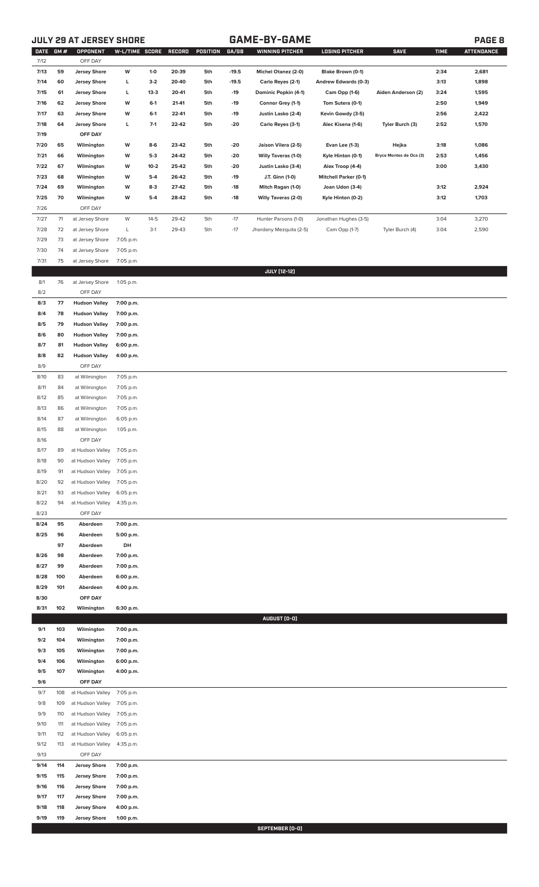## JULY 29 AT JERSEY SHORE — GAME-BY-GAME

| DATE | GM # | OPPONENT | W-L/TIME | SCORE | RECORD | POSITION | GA/GB | WINNING PITCHER | LOSING PITCHER | SAVE | TIME | ATTENDANCE |
|---|---|---|---|---|---|---|---|---|---|---|---|---|
| 7/12 | | OFF DAY | | | | | | | | | | |
| 7/13 | 59 | Jersey Shore | W | 1-0 | 20-39 | 5th | -19.5 | Michel Otanez (2-0) | Blake Brown (0-1) | | 2:34 | 2,681 |
| 7/14 | 60 | Jersey Shore | L | 3-2 | 20-40 | 5th | -19.5 | Carlo Reyes (2-1) | Andrew Edwards (0-3) | | 3:13 | 1,898 |
| 7/15 | 61 | Jersey Shore | L | 13-3 | 20-41 | 5th | -19 | Dominic Popkin (4-1) | Cam Opp (1-6) | Aiden Anderson (2) | 3:24 | 1,595 |
| 7/16 | 62 | Jersey Shore | W | 6-1 | 21-41 | 5th | -19 | Connor Grey (1-1) | Tom Sutera (0-1) | | 2:50 | 1,949 |
| 7/17 | 63 | Jersey Shore | W | 6-1 | 22-41 | 5th | -19 | Justin Lasko (2-4) | Kevin Gowdy (3-5) | | 2:56 | 2,422 |
| 7/18 | 64 | Jersey Shore | L | 7-1 | 22-42 | 5th | -20 | Carlo Reyes (3-1) | Alec Kisena (1-6) | Tyler Burch (3) | 2:52 | 1,570 |
| 7/19 | | OFF DAY | | | | | | | | | | |
| 7/20 | 65 | Wilmington | W | 8-6 | 23-42 | 5th | -20 | Jaison Vilera (2-5) | Evan Lee (1-3) | Hejka | 3:18 | 1,086 |
| 7/21 | 66 | Wilmington | W | 5-3 | 24-42 | 5th | -20 | Willy Taveras (1-0) | Kyle Hinton (0-1) | Bryce Montes de Oca (3) | 2:53 | 1,456 |
| 7/22 | 67 | Wilmington | W | 10-2 | 25-42 | 5th | -20 | Justin Lasko (3-4) | Alex Troop (4-4) | | 3:00 | 3,430 |
| 7/23 | 68 | Wilmington | W | 5-4 | 26-42 | 5th | -19 | J.T. Ginn (1-0) | Mitchell Parker (0-1) | | | |
| 7/24 | 69 | Wilmington | W | 8-3 | 27-42 | 5th | -18 | Mitch Ragan (1-0) | Joan Udon (3-4) | | 3:12 | 2,924 |
| 7/25 | 70 | Wilmington | W | 5-4 | 28-42 | 5th | -18 | Willy Taveras (2-0) | Kyle Hinton (0-2) | | 3:12 | 1,703 |
| 7/26 | | OFF DAY | | | | | | | | | | |
| 7/27 | 71 | at Jersey Shore | W | 14-5 | 29-42 | 5th | -17 | Hunter Parsons (1-0) | Jonathan Hughes (3-5) | | 3:04 | 3,270 |
| 7/28 | 72 | at Jersey Shore | L | 3-1 | 29-43 | 5th | -17 | Jhordany Mezquita (2-5) | Cam Opp (1-7) | Tyler Burch (4) | 3:04 | 2,590 |
| 7/29 | 73 | at Jersey Shore | 7:05 p.m. | | | | | | | | | |
| 7/30 | 74 | at Jersey Shore | 7:05 p.m. | | | | | | | | | |
| 7/31 | 75 | at Jersey Shore | 7:05 p.m. | | | | | | | | | |
| | | | | | | | | **JULY [12-12]** | | | | |
| 8/1 | 76 | at Jersey Shore | 1:05 p.m. | | | | | | | | | |
| 8/2 | | OFF DAY | | | | | | | | | | |
| 8/3 | 77 | Hudson Valley | 7:00 p.m. | | | | | | | | | |
| 8/4 | 78 | Hudson Valley | 7:00 p.m. | | | | | | | | | |
| 8/5 | 79 | Hudson Valley | 7:00 p.m. | | | | | | | | | |
| 8/6 | 80 | Hudson Valley | 7:00 p.m. | | | | | | | | | |
| 8/7 | 81 | Hudson Valley | 6:00 p.m. | | | | | | | | | |
| 8/8 | 82 | Hudson Valley | 4:00 p.m. | | | | | | | | | |
| 8/9 | | OFF DAY | | | | | | | | | | |
| 8/10 | 83 | at Wilmington | 7:05 p.m. | | | | | | | | | |
| 8/11 | 84 | at Wilmington | 7:05 p.m. | | | | | | | | | |
| 8/12 | 85 | at Wilmington | 7:05 p.m. | | | | | | | | | |
| 8/13 | 86 | at Wilmington | 7:05 p.m. | | | | | | | | | |
| 8/14 | 87 | at Wilmington | 6:05 p.m. | | | | | | | | | |
| 8/15 | 88 | at Wilmington | 1:05 p.m. | | | | | | | | | |
| 8/16 | | OFF DAY | | | | | | | | | | |
| 8/17 | 89 | at Hudson Valley | 7:05 p.m. | | | | | | | | | |
| 8/18 | 90 | at Hudson Valley | 7:05 p.m. | | | | | | | | | |
| 8/19 | 91 | at Hudson Valley | 7:05 p.m. | | | | | | | | | |
| 8/20 | 92 | at Hudson Valley | 7:05 p.m. | | | | | | | | | |
| 8/21 | 93 | at Hudson Valley | 6:05 p.m. | | | | | | | | | |
| 8/22 | 94 | at Hudson Valley | 4:35 p.m. | | | | | | | | | |
| 8/23 | | OFF DAY | | | | | | | | | | |
| 8/24 | 95 | Aberdeen | 7:00 p.m. | | | | | | | | | |
| 8/25 | 96 | Aberdeen | 5:00 p.m. | | | | | | | | | |
| | 97 | Aberdeen | DH | | | | | | | | | |
| 8/26 | 98 | Aberdeen | 7:00 p.m. | | | | | | | | | |
| 8/27 | 99 | Aberdeen | 7:00 p.m. | | | | | | | | | |
| 8/28 | 100 | Aberdeen | 6:00 p.m. | | | | | | | | | |
| 8/29 | 101 | Aberdeen | 4:00 p.m. | | | | | | | | | |
| 8/30 | | OFF DAY | | | | | | | | | | |
| 8/31 | 102 | Wilmington | 6:30 p.m. | | | | | | | | | |
| | | | | | | | | **AUGUST [0-0]** | | | | |
| 9/1 | 103 | Wilmington | 7:00 p.m. | | | | | | | | | |
| 9/2 | 104 | Wilmington | 7:00 p.m. | | | | | | | | | |
| 9/3 | 105 | Wilmington | 7:00 p.m. | | | | | | | | | |
| 9/4 | 106 | Wilmington | 6:00 p.m. | | | | | | | | | |
| 9/5 | 107 | Wilmington | 4:00 p.m. | | | | | | | | | |
| 9/6 | | OFF DAY | | | | | | | | | | |
| 9/7 | 108 | at Hudson Valley | 7:05 p.m. | | | | | | | | | |
| 9/8 | 109 | at Hudson Valley | 7:05 p.m. | | | | | | | | | |
| 9/9 | 110 | at Hudson Valley | 7:05 p.m. | | | | | | | | | |
| 9/10 | 111 | at Hudson Valley | 7:05 p.m. | | | | | | | | | |
| 9/11 | 112 | at Hudson Valley | 6:05 p.m. | | | | | | | | | |
| 9/12 | 113 | at Hudson Valley | 4:35 p.m. | | | | | | | | | |
| 9/13 | | OFF DAY | | | | | | | | | | |
| 9/14 | 114 | Jersey Shore | 7:00 p.m. | | | | | | | | | |
| 9/15 | 115 | Jersey Shore | 7:00 p.m. | | | | | | | | | |
| 9/16 | 116 | Jersey Shore | 7:00 p.m. | | | | | | | | | |
| 9/17 | 117 | Jersey Shore | 7:00 p.m. | | | | | | | | | |
| 9/18 | 118 | Jersey Shore | 4:00 p.m. | | | | | | | | | |
| 9/19 | 119 | Jersey Shore | 1:00 p.m. | | | | | | | | | |
| | | | | | | | | **SEPTEMBER [0-0]** | | | | |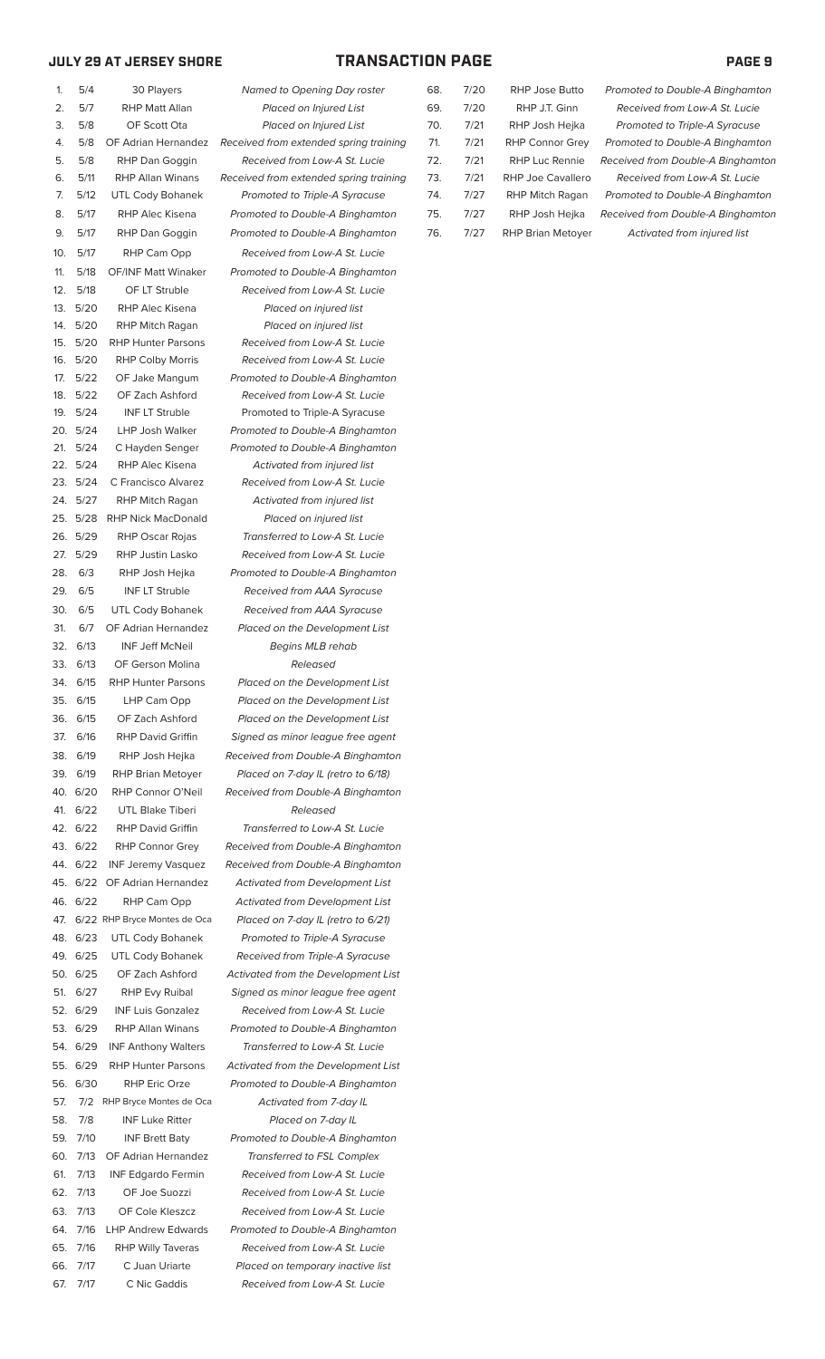# TRANSACTION PAGE

JULY 29 AT JERSEY SHORE

| | | | |
|---|---|---|---|
| 1. | 5/4 | 30 Players | *Named to Opening Day roster* |
| 2. | 5/7 | RHP Matt Allan | *Placed on Injured List* |
| 3. | 5/8 | OF Scott Ota | *Placed on Injured List* |
| 4. | 5/8 | OF Adrian Hernandez | *Received from extended spring training* |
| 5. | 5/8 | RHP Dan Goggin | *Received from Low-A St. Lucie* |
| 6. | 5/11 | RHP Allan Winans | *Received from extended spring training* |
| 7. | 5/12 | UTL Cody Bohanek | *Promoted to Triple-A Syracuse* |
| 8. | 5/17 | RHP Alec Kisena | *Promoted to Double-A Binghamton* |
| 9. | 5/17 | RHP Dan Goggin | *Promoted to Double-A Binghamton* |
| 10. | 5/17 | RHP Cam Opp | *Received from Low-A St. Lucie* |
| 11. | 5/18 | OF/INF Matt Winaker | *Promoted to Double-A Binghamton* |
| 12. | 5/18 | OF LT Struble | *Received from Low-A St. Lucie* |
| 13. | 5/20 | RHP Alec Kisena | *Placed on injured list* |
| 14. | 5/20 | RHP Mitch Ragan | *Placed on injured list* |
| 15. | 5/20 | RHP Hunter Parsons | *Received from Low-A St. Lucie* |
| 16. | 5/20 | RHP Colby Morris | *Received from Low-A St. Lucie* |
| 17. | 5/22 | OF Jake Mangum | *Promoted to Double-A Binghamton* |
| 18. | 5/22 | OF Zach Ashford | *Received from Low-A St. Lucie* |
| 19. | 5/24 | INF LT Struble | Promoted to Triple-A Syracuse |
| 20. | 5/24 | LHP Josh Walker | *Promoted to Double-A Binghamton* |
| 21. | 5/24 | C Hayden Senger | *Promoted to Double-A Binghamton* |
| 22. | 5/24 | RHP Alec Kisena | *Activated from injured list* |
| 23. | 5/24 | C Francisco Alvarez | *Received from Low-A St. Lucie* |
| 24. | 5/27 | RHP Mitch Ragan | *Activated from injured list* |
| 25. | 5/28 | RHP Nick MacDonald | *Placed on injured list* |
| 26. | 5/29 | RHP Oscar Rojas | *Transferred to Low-A St. Lucie* |
| 27. | 5/29 | RHP Justin Lasko | *Received from Low-A St. Lucie* |
| 28. | 6/3 | RHP Josh Hejka | *Promoted to Double-A Binghamton* |
| 29. | 6/5 | INF LT Struble | *Received from AAA Syracuse* |
| 30. | 6/5 | UTL Cody Bohanek | *Received from AAA Syracuse* |
| 31. | 6/7 | OF Adrian Hernandez | *Placed on the Development List* |
| 32. | 6/13 | INF Jeff McNeil | *Begins MLB rehab* |
| 33. | 6/13 | OF Gerson Molina | *Released* |
| 34. | 6/15 | RHP Hunter Parsons | *Placed on the Development List* |
| 35. | 6/15 | LHP Cam Opp | *Placed on the Development List* |
| 36. | 6/15 | OF Zach Ashford | *Placed on the Development List* |
| 37. | 6/16 | RHP David Griffin | *Signed as minor league free agent* |
| 38. | 6/19 | RHP Josh Hejka | *Received from Double-A Binghamton* |
| 39. | 6/19 | RHP Brian Metoyer | *Placed on 7-day IL (retro to 6/18)* |
| 40. | 6/20 | RHP Connor O'Neil | *Received from Double-A Binghamton* |
| 41. | 6/22 | UTL Blake Tiberi | *Released* |
| 42. | 6/22 | RHP David Griffin | *Transferred to Low-A St. Lucie* |
| 43. | 6/22 | RHP Connor Grey | *Received from Double-A Binghamton* |
| 44. | 6/22 | INF Jeremy Vasquez | *Received from Double-A Binghamton* |
| 45. | 6/22 | OF Adrian Hernandez | *Activated from Development List* |
| 46. | 6/22 | RHP Cam Opp | *Activated from Development List* |
| 47. | 6/22 | RHP Bryce Montes de Oca | *Placed on 7-day IL (retro to 6/21)* |
| 48. | 6/23 | UTL Cody Bohanek | *Promoted to Triple-A Syracuse* |
| 49. | 6/25 | UTL Cody Bohanek | *Received from Triple-A Syracuse* |
| 50. | 6/25 | OF Zach Ashford | *Activated from the Development List* |
| 51. | 6/27 | RHP Evy Ruibal | *Signed as minor league free agent* |
| 52. | 6/29 | INF Luis Gonzalez | *Received from Low-A St. Lucie* |
| 53. | 6/29 | RHP Allan Winans | *Promoted to Double-A Binghamton* |
| 54. | 6/29 | INF Anthony Walters | *Transferred to Low-A St. Lucie* |
| 55. | 6/29 | RHP Hunter Parsons | *Activated from the Development List* |
| 56. | 6/30 | RHP Eric Orze | *Promoted to Double-A Binghamton* |
| 57. | 7/2 | RHP Bryce Montes de Oca | *Activated from 7-day IL* |
| 58. | 7/8 | INF Luke Ritter | *Placed on 7-day IL* |
| 59. | 7/10 | INF Brett Baty | *Promoted to Double-A Binghamton* |
| 60. | 7/13 | OF Adrian Hernandez | *Transferred to FSL Complex* |
| 61. | 7/13 | INF Edgardo Fermin | *Received from Low-A St. Lucie* |
| 62. | 7/13 | OF Joe Suozzi | *Received from Low-A St. Lucie* |
| 63. | 7/13 | OF Cole Kleszcz | *Received from Low-A St. Lucie* |
| 64. | 7/16 | LHP Andrew Edwards | *Promoted to Double-A Binghamton* |
| 65. | 7/16 | RHP Willy Taveras | *Received from Low-A St. Lucie* |
| 66. | 7/17 | C Juan Uriarte | *Placed on temporary inactive list* |
| 67. | 7/17 | C Nic Gaddis | *Received from Low-A St. Lucie* |
| 68. | 7/20 | RHP Jose Butto | *Promoted to Double-A Binghamton* |
| 69. | 7/20 | RHP J.T. Ginn | *Received from Low-A St. Lucie* |
| 70. | 7/21 | RHP Josh Hejka | *Promoted to Triple-A Syracuse* |
| 71. | 7/21 | RHP Connor Grey | *Promoted to Double-A Binghamton* |
| 72. | 7/21 | RHP Luc Rennie | *Received from Double-A Binghamton* |
| 73. | 7/21 | RHP Joe Cavallero | *Received from Low-A St. Lucie* |
| 74. | 7/27 | RHP Mitch Ragan | *Promoted to Double-A Binghamton* |
| 75. | 7/27 | RHP Josh Hejka | *Received from Double-A Binghamton* |
| 76. | 7/27 | RHP Brian Metoyer | *Activated from injured list* |